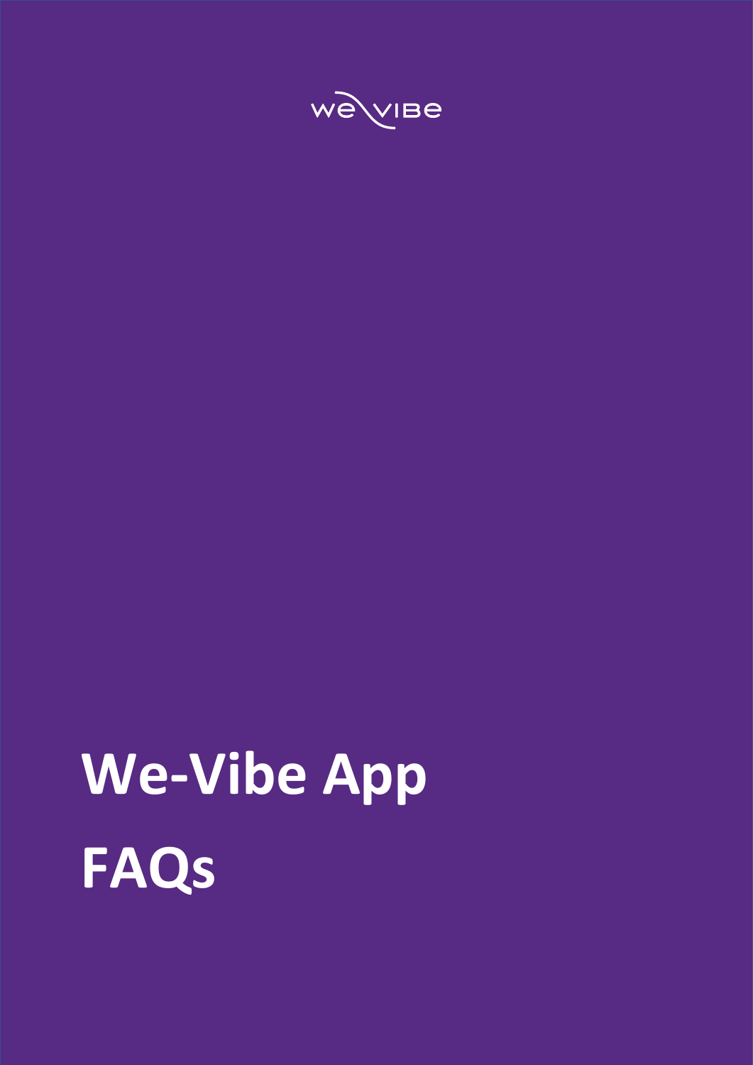we-vibe

# We-Vibe App FAQs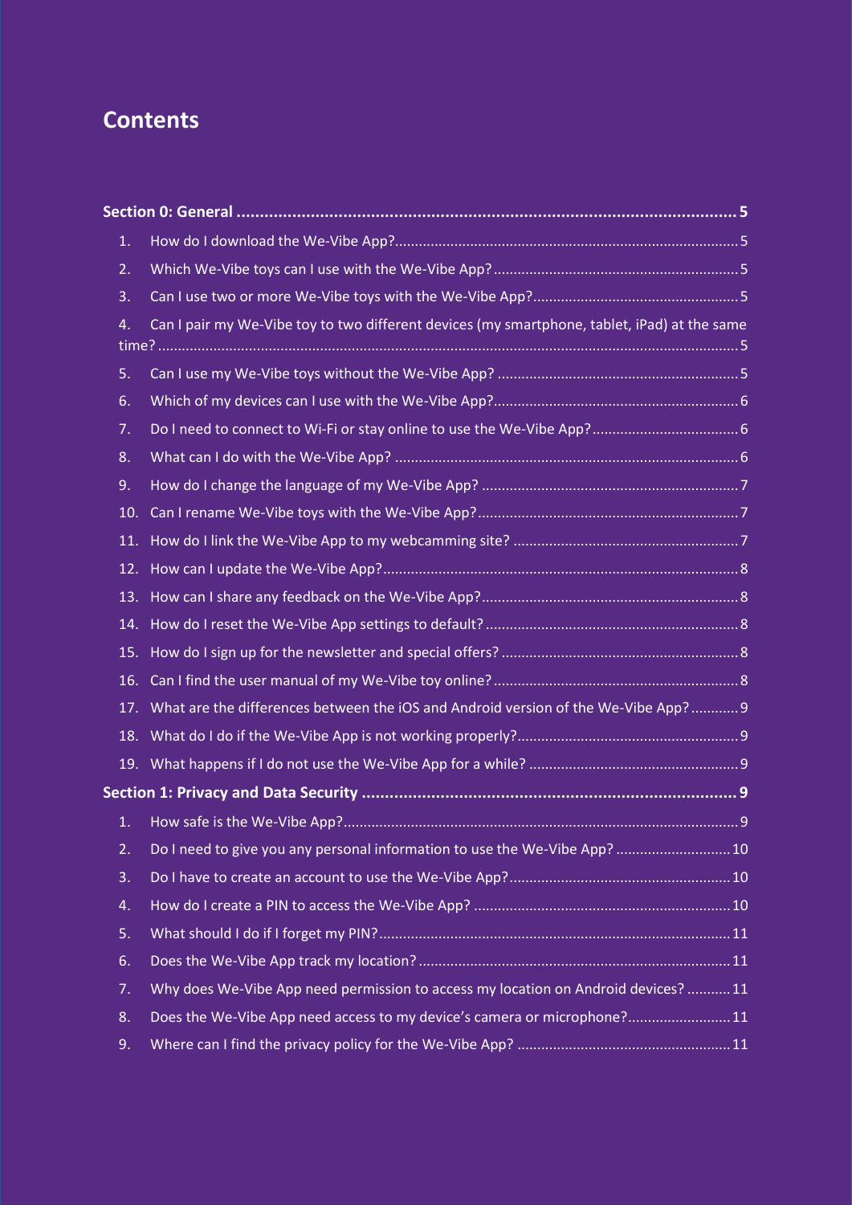# Contents

**Section 0: General ........................................................................................................ 5**

1. How do I download the We-Vibe App?........................................................................ 5
2. Which We-Vibe toys can I use with the We-Vibe App?................................................ 5
3. Can I use two or more We-Vibe toys with the We-Vibe App?...................................... 5
4. Can I pair my We-Vibe toy to two different devices (my smartphone, tablet, iPad) at the same time?................................................................................................................................. 5
5. Can I use my We-Vibe toys without the We-Vibe App? .............................................. 5
6. Which of my devices can I use with the We-Vibe App?................................................ 6
7. Do I need to connect to Wi-Fi or stay online to use the We-Vibe App?....................... 6
8. What can I do with the We-Vibe App? ........................................................................ 6
9. How do I change the language of my We-Vibe App? .................................................. 7
10. Can I rename We-Vibe toys with the We-Vibe App?................................................... 7
11. How do I link the We-Vibe App to my webcamming site? .......................................... 7
12. How can I update the We-Vibe App?......................................................................... 8
13. How can I share any feedback on the We-Vibe App?................................................. 8
14. How do I reset the We-Vibe App settings to default?................................................ 8
15. How do I sign up for the newsletter and special offers? ............................................ 8
16. Can I find the user manual of my We-Vibe toy online?.............................................. 8
17. What are the differences between the iOS and Android version of the We-Vibe App?........... 9
18. What do I do if the We-Vibe App is not working properly?........................................ 9
19. What happens if I do not use the We-Vibe App for a while? ..................................... 9

**Section 1: Privacy and Data Security ................................................................................ 9**

1. How safe is the We-Vibe App?.................................................................................... 9
2. Do I need to give you any personal information to use the We-Vibe App? ............... 10
3. Do I have to create an account to use the We-Vibe App?......................................... 10
4. How do I create a PIN to access the We-Vibe App? .................................................. 10
5. What should I do if I forget my PIN?......................................................................... 11
6. Does the We-Vibe App track my location?................................................................ 11
7. Why does We-Vibe App need permission to access my location on Android devices? ........... 11
8. Does the We-Vibe App need access to my device's camera or microphone?............ 11
9. Where can I find the privacy policy for the We-Vibe App? ....................................... 11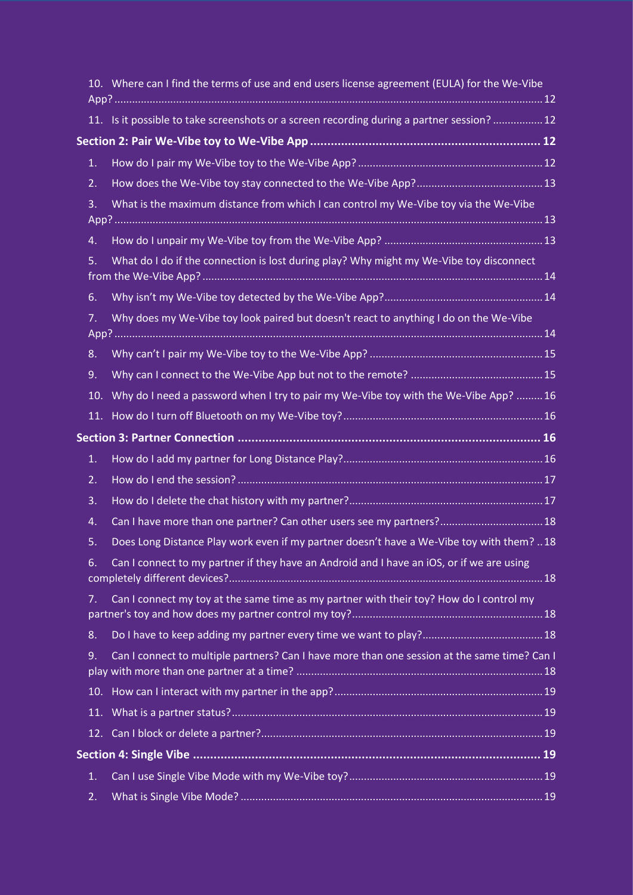10. Where can I find the terms of use and end users license agreement (EULA) for the We-Vibe App? ..... 12
11. Is it possible to take screenshots or a screen recording during a partner session? ..... 12

**Section 2: Pair We-Vibe toy to We-Vibe App ..... 12**

1. How do I pair my We-Vibe toy to the We-Vibe App? ..... 12
2. How does the We-Vibe toy stay connected to the We-Vibe App? ..... 13
3. What is the maximum distance from which I can control my We-Vibe toy via the We-Vibe App? ..... 13
4. How do I unpair my We-Vibe toy from the We-Vibe App? ..... 13
5. What do I do if the connection is lost during play? Why might my We-Vibe toy disconnect from the We-Vibe App? ..... 14
6. Why isn't my We-Vibe toy detected by the We-Vibe App? ..... 14
7. Why does my We-Vibe toy look paired but doesn't react to anything I do on the We-Vibe App? ..... 14
8. Why can't I pair my We-Vibe toy to the We-Vibe App? ..... 15
9. Why can I connect to the We-Vibe App but not to the remote? ..... 15
10. Why do I need a password when I try to pair my We-Vibe toy with the We-Vibe App? ..... 16
11. How do I turn off Bluetooth on my We-Vibe toy? ..... 16

**Section 3: Partner Connection ..... 16**

1. How do I add my partner for Long Distance Play? ..... 16
2. How do I end the session? ..... 17
3. How do I delete the chat history with my partner? ..... 17
4. Can I have more than one partner? Can other users see my partners? ..... 18
5. Does Long Distance Play work even if my partner doesn't have a We-Vibe toy with them? ..... 18
6. Can I connect to my partner if they have an Android and I have an iOS, or if we are using completely different devices? ..... 18
7. Can I connect my toy at the same time as my partner with their toy? How do I control my partner's toy and how does my partner control my toy? ..... 18
8. Do I have to keep adding my partner every time we want to play? ..... 18
9. Can I connect to multiple partners? Can I have more than one session at the same time? Can I play with more than one partner at a time? ..... 18
10. How can I interact with my partner in the app? ..... 19
11. What is a partner status? ..... 19
12. Can I block or delete a partner? ..... 19

**Section 4: Single Vibe ..... 19**

1. Can I use Single Vibe Mode with my We-Vibe toy? ..... 19
2. What is Single Vibe Mode? ..... 19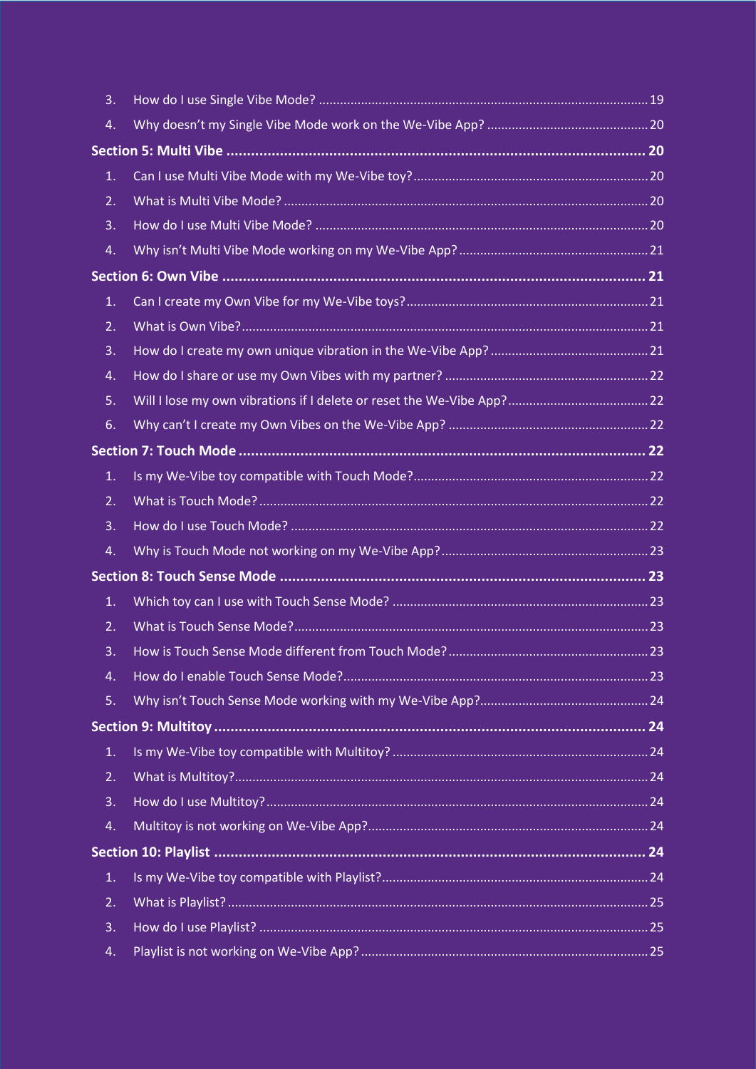3. How do I use Single Vibe Mode? ........................................ 19
4. Why doesn't my Single Vibe Mode work on the We-Vibe App? ........................................ 20

**Section 5: Multi Vibe ........................................ 20**

1. Can I use Multi Vibe Mode with my We-Vibe toy? ........................................ 20
2. What is Multi Vibe Mode? ........................................ 20
3. How do I use Multi Vibe Mode? ........................................ 20
4. Why isn't Multi Vibe Mode working on my We-Vibe App? ........................................ 21

**Section 6: Own Vibe ........................................ 21**

1. Can I create my Own Vibe for my We-Vibe toys? ........................................ 21
2. What is Own Vibe? ........................................ 21
3. How do I create my own unique vibration in the We-Vibe App? ........................................ 21
4. How do I share or use my Own Vibes with my partner? ........................................ 22
5. Will I lose my own vibrations if I delete or reset the We-Vibe App? ........................................ 22
6. Why can't I create my Own Vibes on the We-Vibe App? ........................................ 22

**Section 7: Touch Mode ........................................ 22**

1. Is my We-Vibe toy compatible with Touch Mode? ........................................ 22
2. What is Touch Mode? ........................................ 22
3. How do I use Touch Mode? ........................................ 22
4. Why is Touch Mode not working on my We-Vibe App? ........................................ 23

**Section 8: Touch Sense Mode ........................................ 23**

1. Which toy can I use with Touch Sense Mode? ........................................ 23
2. What is Touch Sense Mode? ........................................ 23
3. How is Touch Sense Mode different from Touch Mode? ........................................ 23
4. How do I enable Touch Sense Mode? ........................................ 23
5. Why isn't Touch Sense Mode working with my We-Vibe App? ........................................ 24

**Section 9: Multitoy ........................................ 24**

1. Is my We-Vibe toy compatible with Multitoy? ........................................ 24
2. What is Multitoy? ........................................ 24
3. How do I use Multitoy? ........................................ 24
4. Multitoy is not working on We-Vibe App? ........................................ 24

**Section 10: Playlist ........................................ 24**

1. Is my We-Vibe toy compatible with Playlist? ........................................ 24
2. What is Playlist? ........................................ 25
3. How do I use Playlist? ........................................ 25
4. Playlist is not working on We-Vibe App? ........................................ 25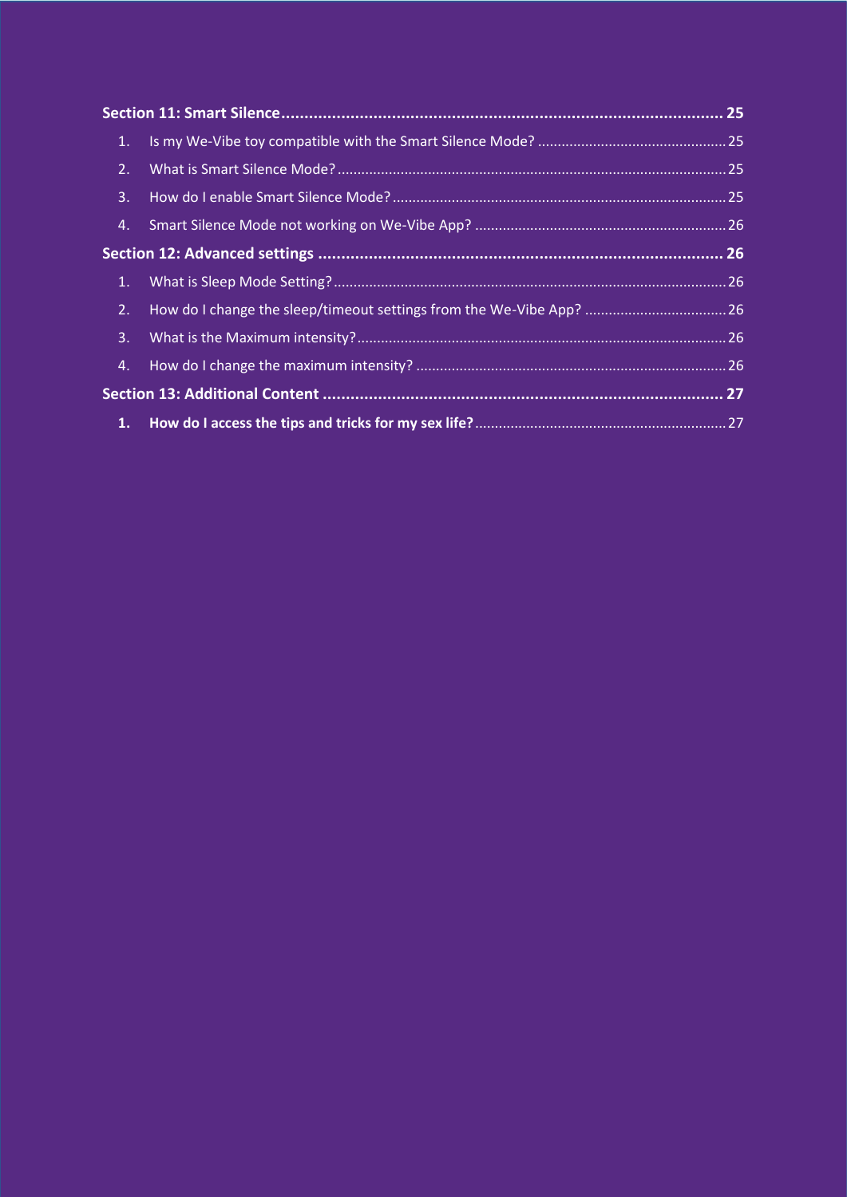**Section 11: Smart Silence** ........ 25

1. Is my We-Vibe toy compatible with the Smart Silence Mode? ........ 25
2. What is Smart Silence Mode? ........ 25
3. How do I enable Smart Silence Mode? ........ 25
4. Smart Silence Mode not working on We-Vibe App? ........ 26

**Section 12: Advanced settings** ........ 26

1. What is Sleep Mode Setting? ........ 26
2. How do I change the sleep/timeout settings from the We-Vibe App? ........ 26
3. What is the Maximum intensity? ........ 26
4. How do I change the maximum intensity? ........ 26

**Section 13: Additional Content** ........ 27

1. **How do I access the tips and tricks for my sex life?** ........ 27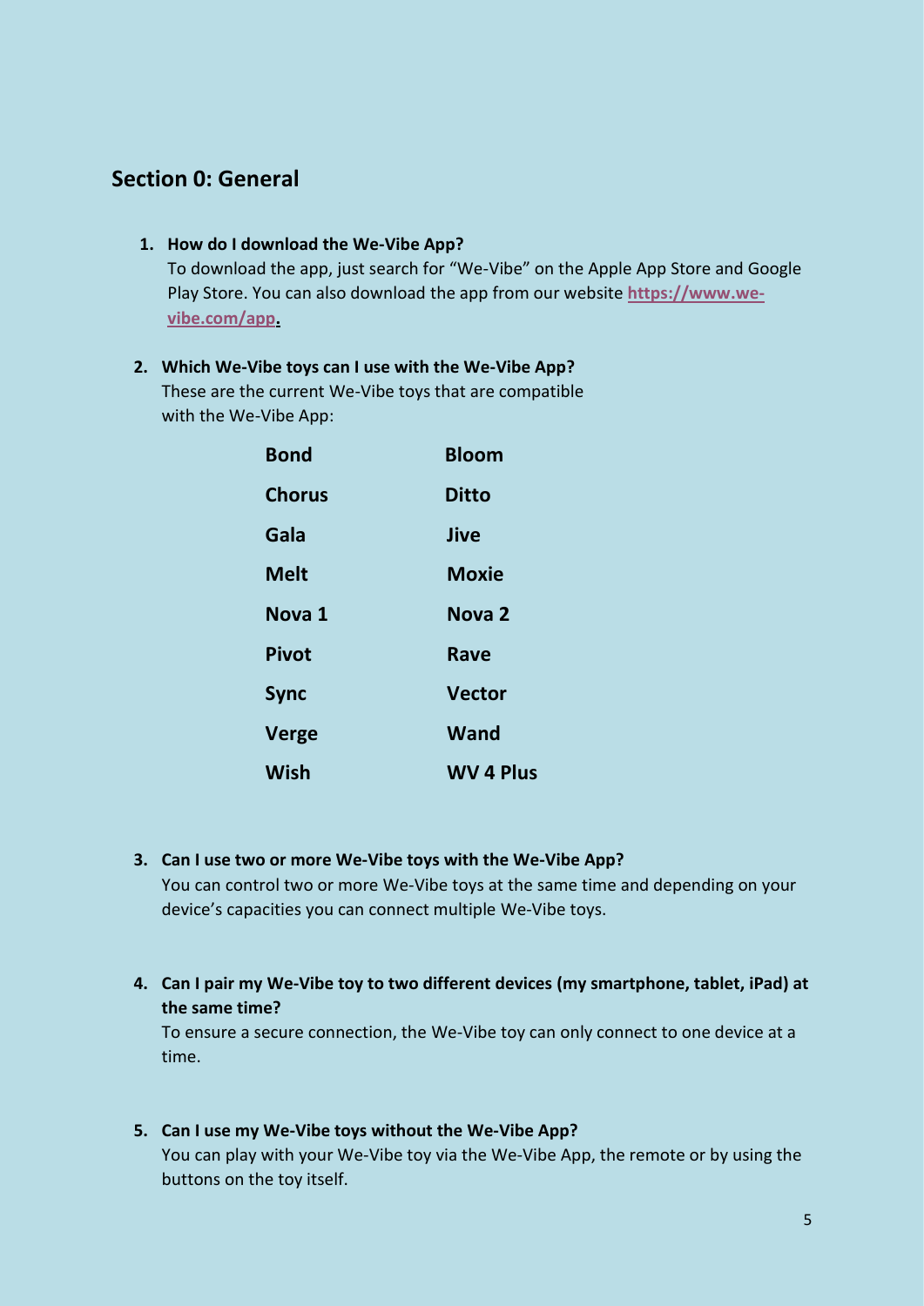## Section 0: General

1. **How do I download the We-Vibe App?**
   To download the app, just search for "We-Vibe" on the Apple App Store and Google Play Store. You can also download the app from our website **https://www.we-vibe.com/app**.

2. **Which We-Vibe toys can I use with the We-Vibe App?**
   These are the current We-Vibe toys that are compatible with the We-Vibe App:

| | |
|---|---|
| **Bond** | **Bloom** |
| **Chorus** | **Ditto** |
| **Gala** | **Jive** |
| **Melt** | **Moxie** |
| **Nova 1** | **Nova 2** |
| **Pivot** | **Rave** |
| **Sync** | **Vector** |
| **Verge** | **Wand** |
| **Wish** | **WV 4 Plus** |

3. **Can I use two or more We-Vibe toys with the We-Vibe App?**
   You can control two or more We-Vibe toys at the same time and depending on your device's capacities you can connect multiple We-Vibe toys.

4. **Can I pair my We-Vibe toy to two different devices (my smartphone, tablet, iPad) at the same time?**
   To ensure a secure connection, the We-Vibe toy can only connect to one device at a time.

5. **Can I use my We-Vibe toys without the We-Vibe App?**
   You can play with your We-Vibe toy via the We-Vibe App, the remote or by using the buttons on the toy itself.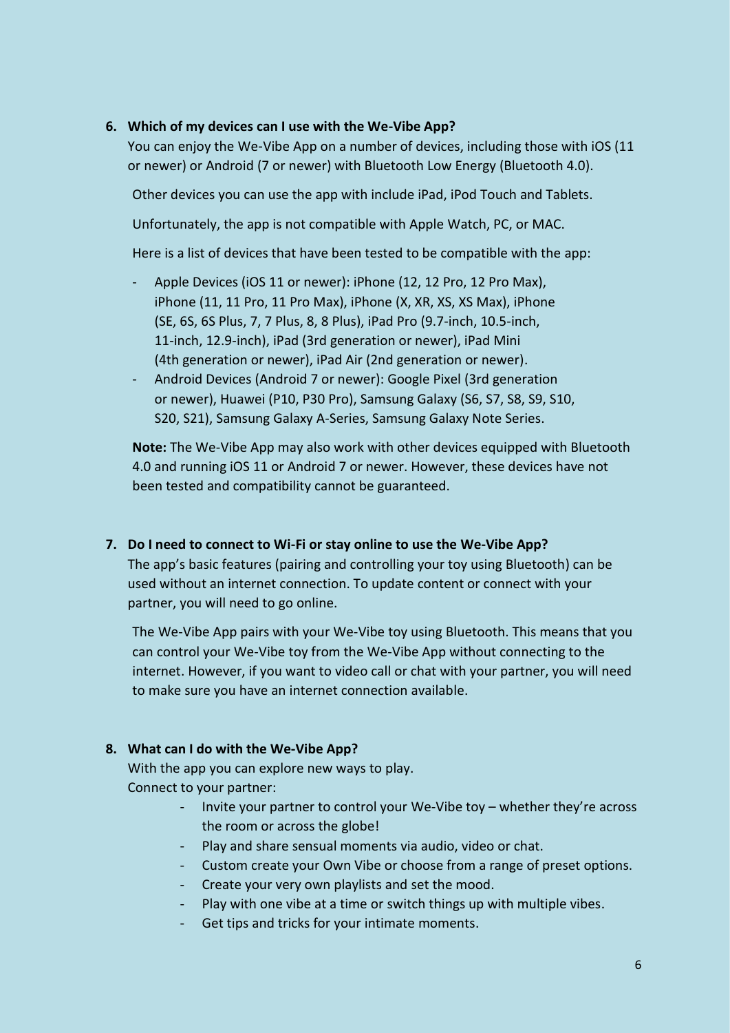6. **Which of my devices can I use with the We-Vibe App?**

   You can enjoy the We-Vibe App on a number of devices, including those with iOS (11 or newer) or Android (7 or newer) with Bluetooth Low Energy (Bluetooth 4.0).

   Other devices you can use the app with include iPad, iPod Touch and Tablets.

   Unfortunately, the app is not compatible with Apple Watch, PC, or MAC.

   Here is a list of devices that have been tested to be compatible with the app:

   - Apple Devices (iOS 11 or newer): iPhone (12, 12 Pro, 12 Pro Max), iPhone (11, 11 Pro, 11 Pro Max), iPhone (X, XR, XS, XS Max), iPhone (SE, 6S, 6S Plus, 7, 7 Plus, 8, 8 Plus), iPad Pro (9.7-inch, 10.5-inch, 11-inch, 12.9-inch), iPad (3rd generation or newer), iPad Mini (4th generation or newer), iPad Air (2nd generation or newer).
   - Android Devices (Android 7 or newer): Google Pixel (3rd generation or newer), Huawei (P10, P30 Pro), Samsung Galaxy (S6, S7, S8, S9, S10, S20, S21), Samsung Galaxy A-Series, Samsung Galaxy Note Series.

   **Note:** The We-Vibe App may also work with other devices equipped with Bluetooth 4.0 and running iOS 11 or Android 7 or newer. However, these devices have not been tested and compatibility cannot be guaranteed.

7. **Do I need to connect to Wi-Fi or stay online to use the We-Vibe App?**

   The app's basic features (pairing and controlling your toy using Bluetooth) can be used without an internet connection. To update content or connect with your partner, you will need to go online.

   The We-Vibe App pairs with your We-Vibe toy using Bluetooth. This means that you can control your We-Vibe toy from the We-Vibe App without connecting to the internet. However, if you want to video call or chat with your partner, you will need to make sure you have an internet connection available.

8. **What can I do with the We-Vibe App?**

   With the app you can explore new ways to play.
   Connect to your partner:

   - Invite your partner to control your We-Vibe toy – whether they're across the room or across the globe!
   - Play and share sensual moments via audio, video or chat.
   - Custom create your Own Vibe or choose from a range of preset options.
   - Create your very own playlists and set the mood.
   - Play with one vibe at a time or switch things up with multiple vibes.
   - Get tips and tricks for your intimate moments.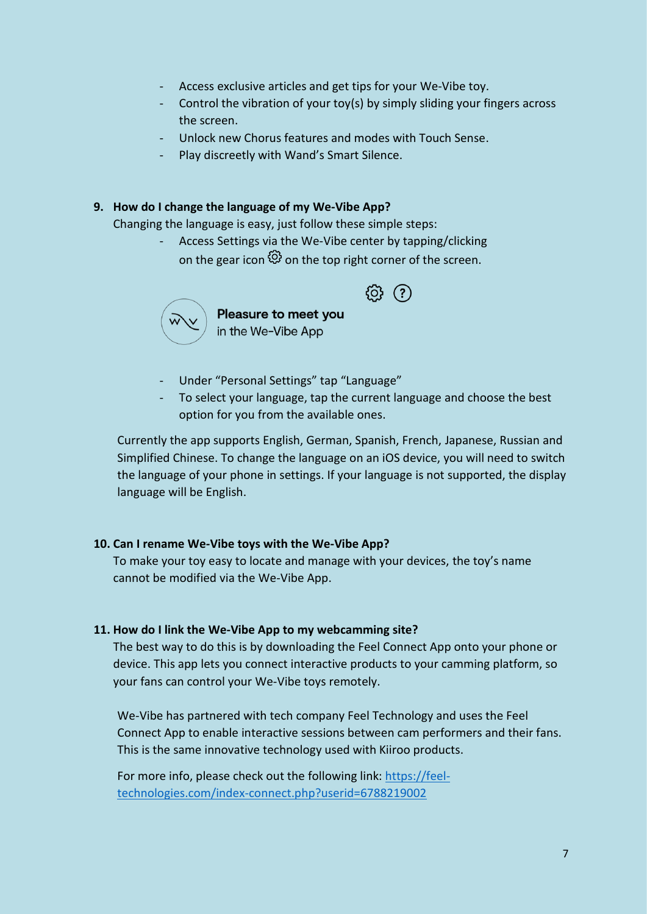- Access exclusive articles and get tips for your We-Vibe toy.
- Control the vibration of your toy(s) by simply sliding your fingers across the screen.
- Unlock new Chorus features and modes with Touch Sense.
- Play discreetly with Wand's Smart Silence.

**9. How do I change the language of my We-Vibe App?**

Changing the language is easy, just follow these simple steps:

- Access Settings via the We-Vibe center by tapping/clicking on the gear icon ⚙ on the top right corner of the screen.

**Pleasure to meet you**
in the We-Vibe App

- Under "Personal Settings" tap "Language"
- To select your language, tap the current language and choose the best option for you from the available ones.

Currently the app supports English, German, Spanish, French, Japanese, Russian and Simplified Chinese. To change the language on an iOS device, you will need to switch the language of your phone in settings. If your language is not supported, the display language will be English.

**10. Can I rename We-Vibe toys with the We-Vibe App?**

To make your toy easy to locate and manage with your devices, the toy's name cannot be modified via the We-Vibe App.

**11. How do I link the We-Vibe App to my webcamming site?**

The best way to do this is by downloading the Feel Connect App onto your phone or device. This app lets you connect interactive products to your camming platform, so your fans can control your We-Vibe toys remotely.

We-Vibe has partnered with tech company Feel Technology and uses the Feel Connect App to enable interactive sessions between cam performers and their fans. This is the same innovative technology used with Kiiroo products.

For more info, please check out the following link: [https://feel-technologies.com/index-connect.php?userid=6788219002](https://feel-technologies.com/index-connect.php?userid=6788219002)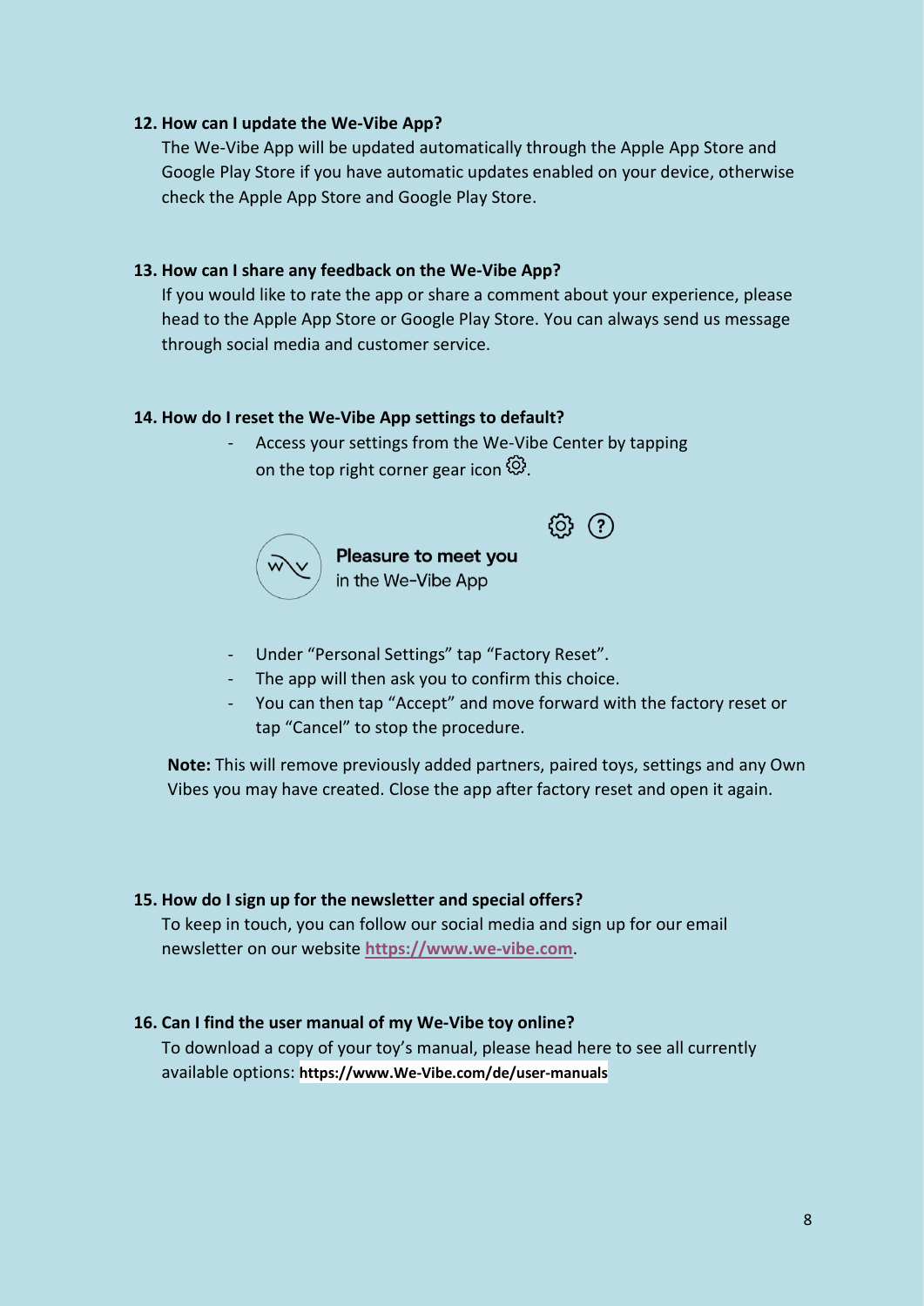**12. How can I update the We-Vibe App?**

The We-Vibe App will be updated automatically through the Apple App Store and Google Play Store if you have automatic updates enabled on your device, otherwise check the Apple App Store and Google Play Store.

**13. How can I share any feedback on the We-Vibe App?**

If you would like to rate the app or share a comment about your experience, please head to the Apple App Store or Google Play Store. You can always send us message through social media and customer service.

**14. How do I reset the We-Vibe App settings to default?**

- Access your settings from the We-Vibe Center by tapping on the top right corner gear icon ⚙.

**Pleasure to meet you**
in the We-Vibe App

- Under "Personal Settings" tap "Factory Reset".
- The app will then ask you to confirm this choice.
- You can then tap "Accept" and move forward with the factory reset or tap "Cancel" to stop the procedure.

**Note:** This will remove previously added partners, paired toys, settings and any Own Vibes you may have created. Close the app after factory reset and open it again.

**15. How do I sign up for the newsletter and special offers?**

To keep in touch, you can follow our social media and sign up for our email newsletter on our website **https://www.we-vibe.com**.

**16. Can I find the user manual of my We-Vibe toy online?**

To download a copy of your toy's manual, please head here to see all currently available options: **https://www.We-Vibe.com/de/user-manuals**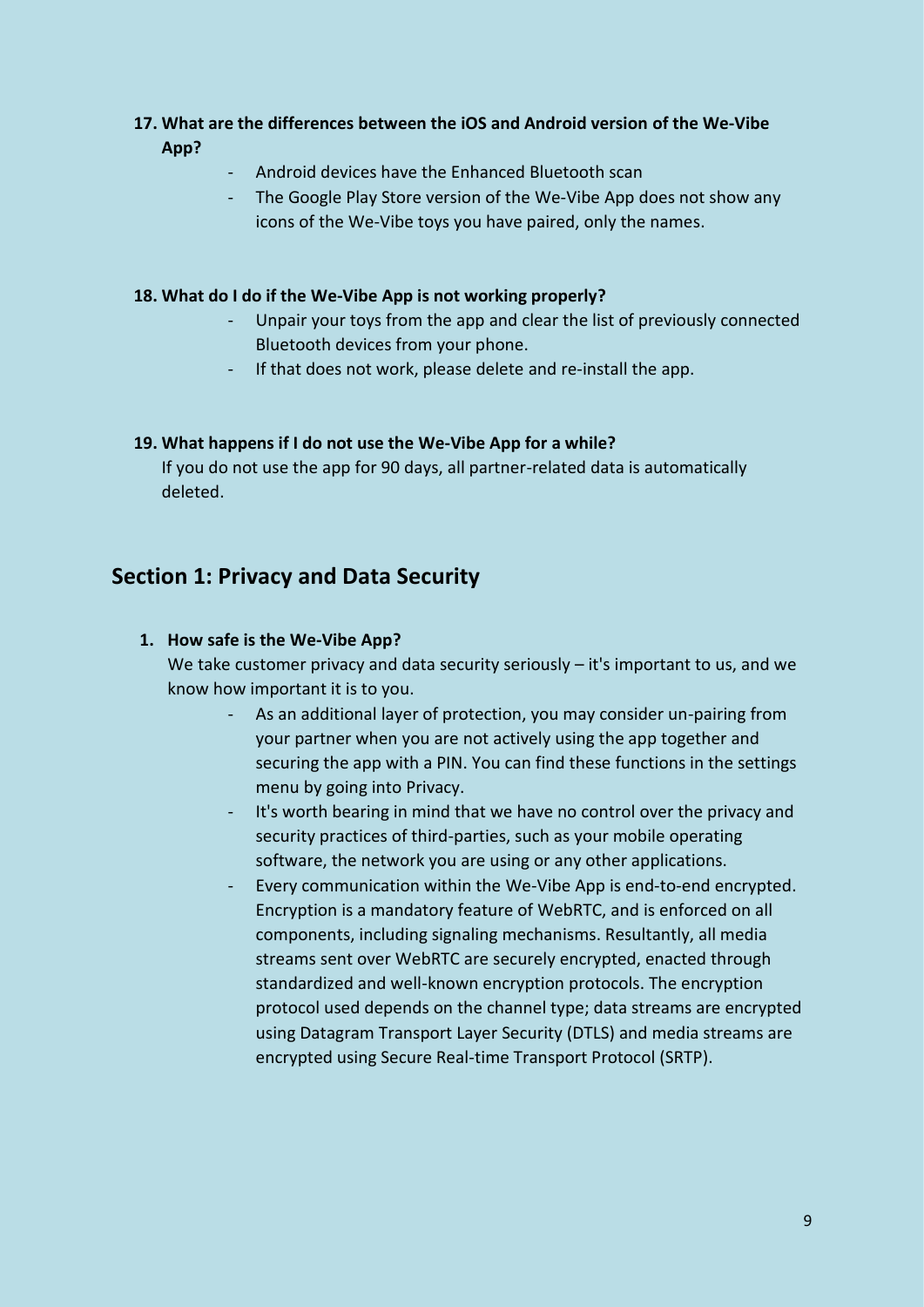**17. What are the differences between the iOS and Android version of the We-Vibe App?**

- Android devices have the Enhanced Bluetooth scan
- The Google Play Store version of the We-Vibe App does not show any icons of the We-Vibe toys you have paired, only the names.

**18. What do I do if the We-Vibe App is not working properly?**

- Unpair your toys from the app and clear the list of previously connected Bluetooth devices from your phone.
- If that does not work, please delete and re-install the app.

**19. What happens if I do not use the We-Vibe App for a while?**

If you do not use the app for 90 days, all partner-related data is automatically deleted.

## Section 1: Privacy and Data Security

**1. How safe is the We-Vibe App?**

We take customer privacy and data security seriously – it's important to us, and we know how important it is to you.

- As an additional layer of protection, you may consider un-pairing from your partner when you are not actively using the app together and securing the app with a PIN. You can find these functions in the settings menu by going into Privacy.
- It's worth bearing in mind that we have no control over the privacy and security practices of third-parties, such as your mobile operating software, the network you are using or any other applications.
- Every communication within the We-Vibe App is end-to-end encrypted. Encryption is a mandatory feature of WebRTC, and is enforced on all components, including signaling mechanisms. Resultantly, all media streams sent over WebRTC are securely encrypted, enacted through standardized and well-known encryption protocols. The encryption protocol used depends on the channel type; data streams are encrypted using Datagram Transport Layer Security (DTLS) and media streams are encrypted using Secure Real-time Transport Protocol (SRTP).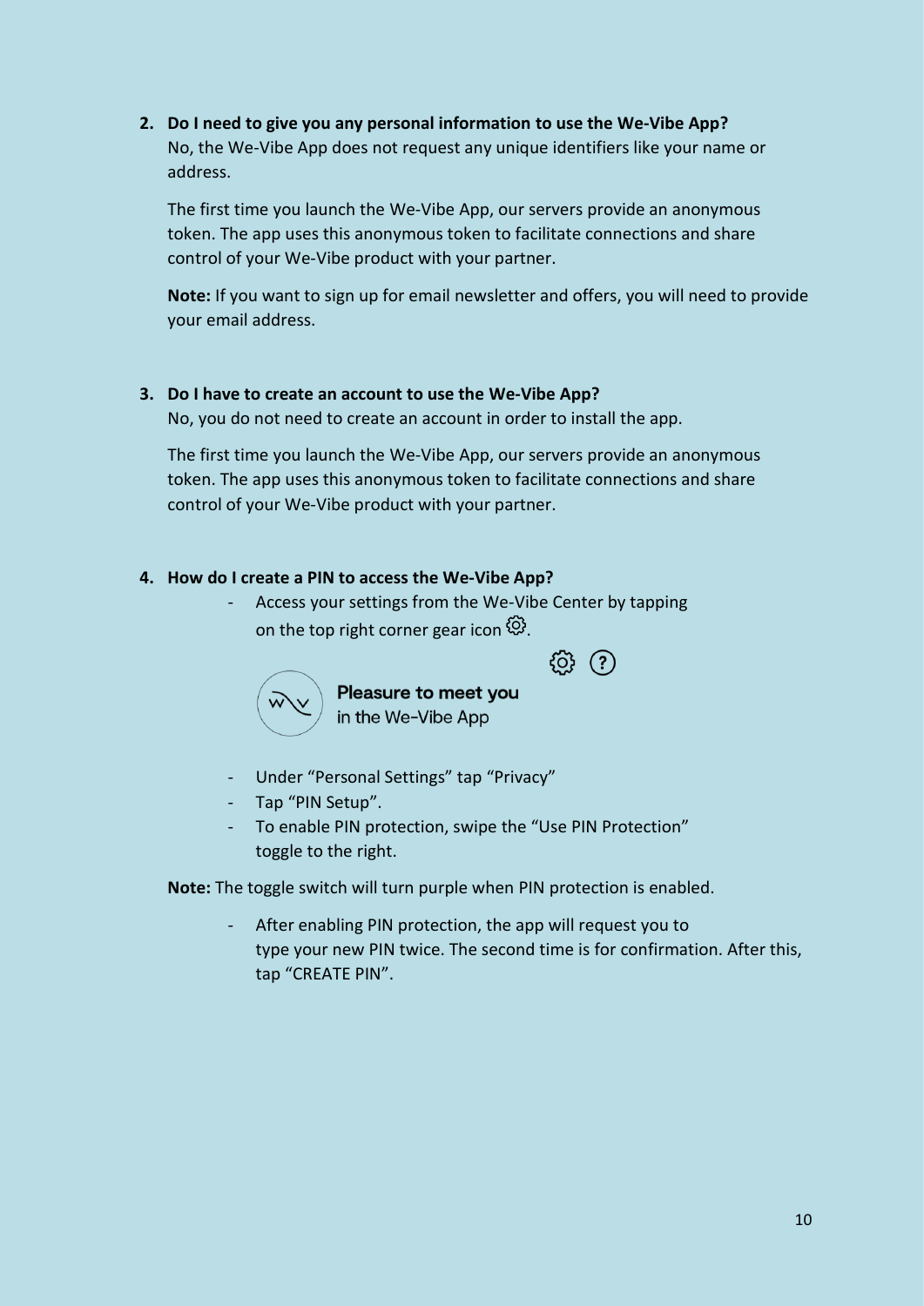2. **Do I need to give you any personal information to use the We-Vibe App?**
   No, the We-Vibe App does not request any unique identifiers like your name or address.

   The first time you launch the We-Vibe App, our servers provide an anonymous token. The app uses this anonymous token to facilitate connections and share control of your We-Vibe product with your partner.

   **Note:** If you want to sign up for email newsletter and offers, you will need to provide your email address.

3. **Do I have to create an account to use the We-Vibe App?**
   No, you do not need to create an account in order to install the app.

   The first time you launch the We-Vibe App, our servers provide an anonymous token. The app uses this anonymous token to facilitate connections and share control of your We-Vibe product with your partner.

4. **How do I create a PIN to access the We-Vibe App?**
   - Access your settings from the We-Vibe Center by tapping on the top right corner gear icon ⚙.

   **Pleasure to meet you**
   in the We-Vibe App

   - Under "Personal Settings" tap "Privacy"
   - Tap "PIN Setup".
   - To enable PIN protection, swipe the "Use PIN Protection" toggle to the right.

   **Note:** The toggle switch will turn purple when PIN protection is enabled.

   - After enabling PIN protection, the app will request you to type your new PIN twice. The second time is for confirmation. After this, tap "CREATE PIN".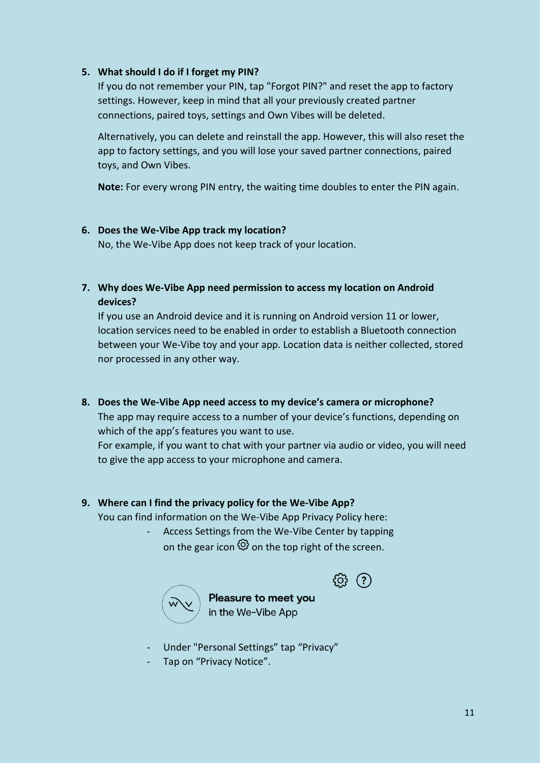5. **What should I do if I forget my PIN?**

   If you do not remember your PIN, tap "Forgot PIN?" and reset the app to factory settings. However, keep in mind that all your previously created partner connections, paired toys, settings and Own Vibes will be deleted.

   Alternatively, you can delete and reinstall the app. However, this will also reset the app to factory settings, and you will lose your saved partner connections, paired toys, and Own Vibes.

   **Note:** For every wrong PIN entry, the waiting time doubles to enter the PIN again.

6. **Does the We-Vibe App track my location?**

   No, the We-Vibe App does not keep track of your location.

7. **Why does We-Vibe App need permission to access my location on Android devices?**

   If you use an Android device and it is running on Android version 11 or lower, location services need to be enabled in order to establish a Bluetooth connection between your We-Vibe toy and your app. Location data is neither collected, stored nor processed in any other way.

8. **Does the We-Vibe App need access to my device's camera or microphone?**

   The app may require access to a number of your device's functions, depending on which of the app's features you want to use.

   For example, if you want to chat with your partner via audio or video, you will need to give the app access to your microphone and camera.

9. **Where can I find the privacy policy for the We-Vibe App?**

   You can find information on the We-Vibe App Privacy Policy here:

   - Access Settings from the We-Vibe Center by tapping on the gear icon ⚙ on the top right of the screen.

   **Pleasure to meet you**
   in the We-Vibe App

   - Under "Personal Settings" tap "Privacy"
   - Tap on "Privacy Notice".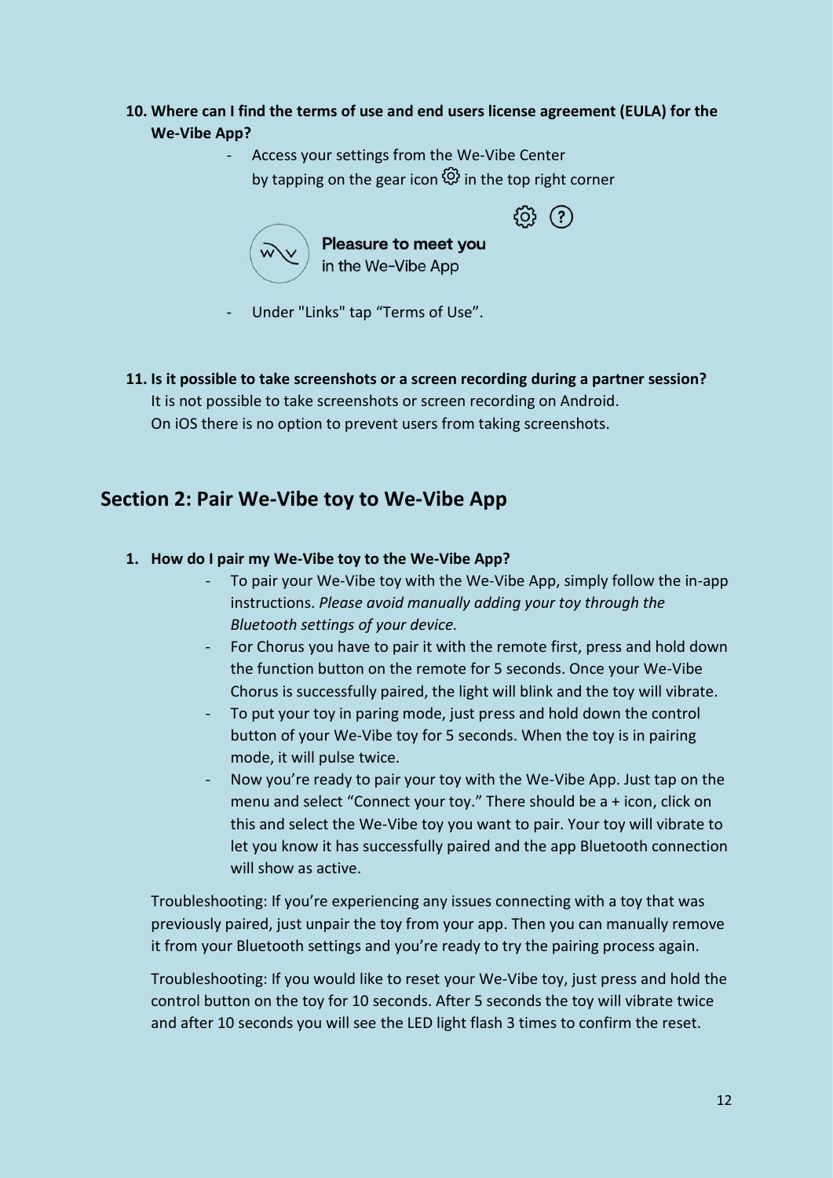**10. Where can I find the terms of use and end users license agreement (EULA) for the We-Vibe App?**

- Access your settings from the We-Vibe Center by tapping on the gear icon ⚙ in the top right corner

Pleasure to meet you
in the We-Vibe App

- Under "Links" tap "Terms of Use".

**11. Is it possible to take screenshots or a screen recording during a partner session?**

It is not possible to take screenshots or screen recording on Android.
On iOS there is no option to prevent users from taking screenshots.

## Section 2: Pair We-Vibe toy to We-Vibe App

**1. How do I pair my We-Vibe toy to the We-Vibe App?**

- To pair your We-Vibe toy with the We-Vibe App, simply follow the in-app instructions. *Please avoid manually adding your toy through the Bluetooth settings of your device.*
- For Chorus you have to pair it with the remote first, press and hold down the function button on the remote for 5 seconds. Once your We-Vibe Chorus is successfully paired, the light will blink and the toy will vibrate.
- To put your toy in paring mode, just press and hold down the control button of your We-Vibe toy for 5 seconds. When the toy is in pairing mode, it will pulse twice.
- Now you're ready to pair your toy with the We-Vibe App. Just tap on the menu and select "Connect your toy." There should be a + icon, click on this and select the We-Vibe toy you want to pair. Your toy will vibrate to let you know it has successfully paired and the app Bluetooth connection will show as active.

Troubleshooting: If you're experiencing any issues connecting with a toy that was previously paired, just unpair the toy from your app. Then you can manually remove it from your Bluetooth settings and you're ready to try the pairing process again.

Troubleshooting: If you would like to reset your We-Vibe toy, just press and hold the control button on the toy for 10 seconds. After 5 seconds the toy will vibrate twice and after 10 seconds you will see the LED light flash 3 times to confirm the reset.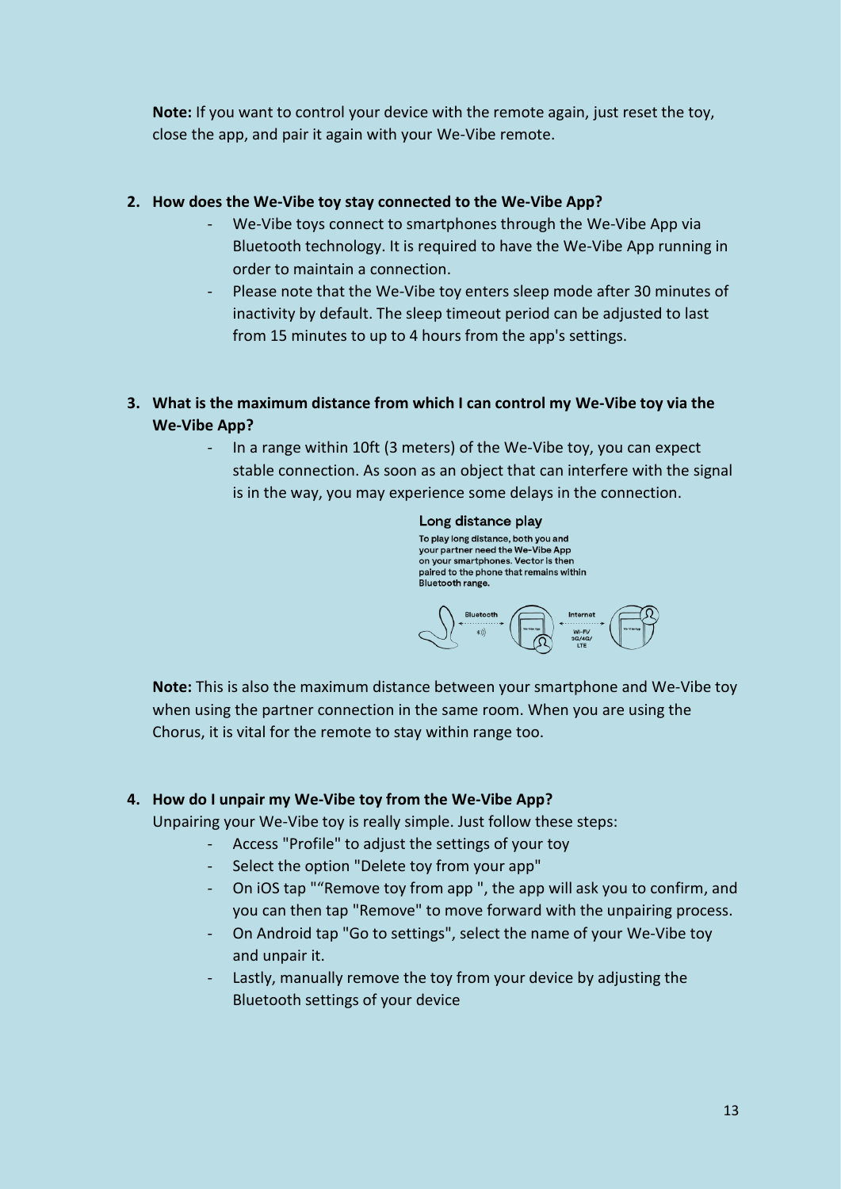**Note:** If you want to control your device with the remote again, just reset the toy, close the app, and pair it again with your We-Vibe remote.

2. **How does the We-Vibe toy stay connected to the We-Vibe App?**
    - We-Vibe toys connect to smartphones through the We-Vibe App via Bluetooth technology. It is required to have the We-Vibe App running in order to maintain a connection.
    - Please note that the We-Vibe toy enters sleep mode after 30 minutes of inactivity by default. The sleep timeout period can be adjusted to last from 15 minutes to up to 4 hours from the app's settings.

3. **What is the maximum distance from which I can control my We-Vibe toy via the We-Vibe App?**
    - In a range within 10ft (3 meters) of the We-Vibe toy, you can expect stable connection. As soon as an object that can interfere with the signal is in the way, you may experience some delays in the connection.

Long distance play

To play long distance, both you and your partner need the We-Vibe App on your smartphones. Vector is then paired to the phone that remains within Bluetooth range.

Bluetooth — Internet — Wi-Fi/3G/4G/LTE

**Note:** This is also the maximum distance between your smartphone and We-Vibe toy when using the partner connection in the same room. When you are using the Chorus, it is vital for the remote to stay within range too.

4. **How do I unpair my We-Vibe toy from the We-Vibe App?**

    Unpairing your We-Vibe toy is really simple. Just follow these steps:
    - Access "Profile" to adjust the settings of your toy
    - Select the option "Delete toy from your app"
    - On iOS tap "“Remove toy from app ", the app will ask you to confirm, and you can then tap "Remove" to move forward with the unpairing process.
    - On Android tap "Go to settings", select the name of your We-Vibe toy and unpair it.
    - Lastly, manually remove the toy from your device by adjusting the Bluetooth settings of your device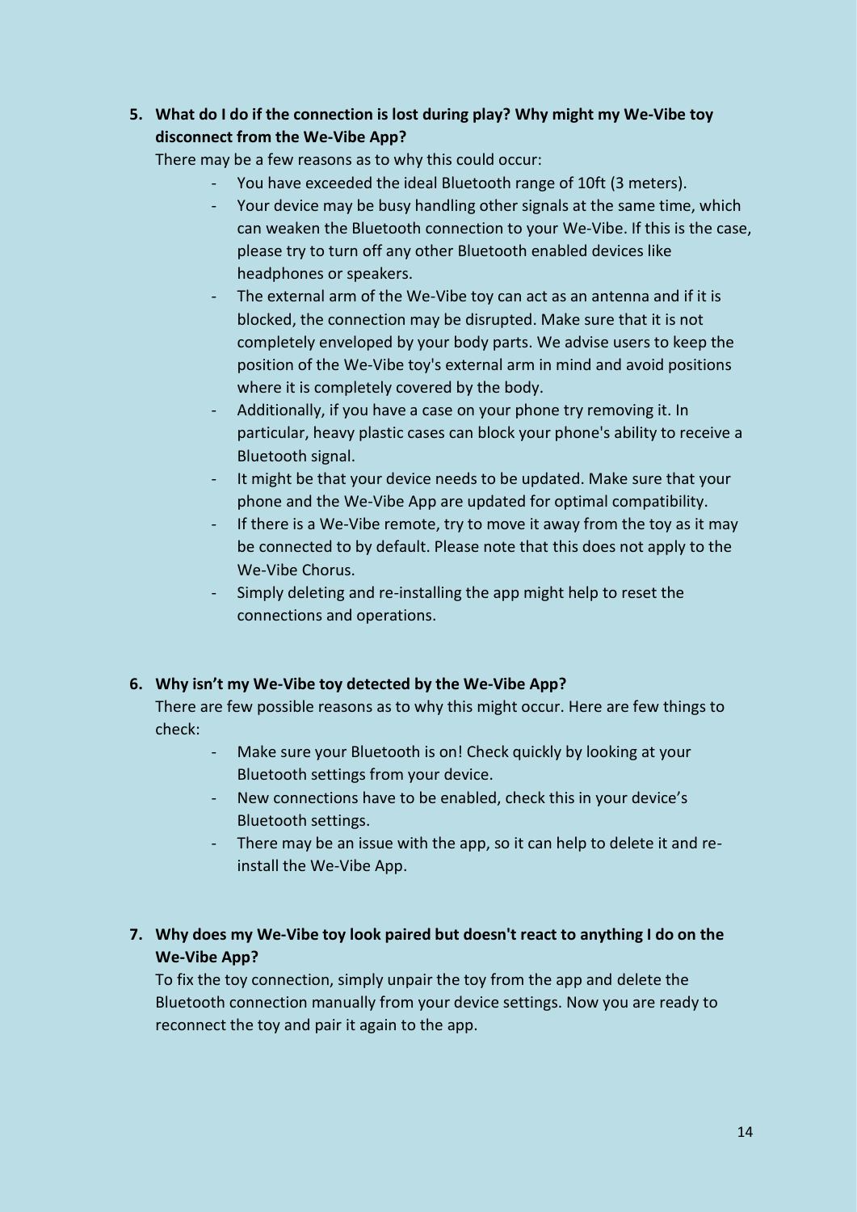5. **What do I do if the connection is lost during play? Why might my We-Vibe toy disconnect from the We-Vibe App?**

   There may be a few reasons as to why this could occur:

   - You have exceeded the ideal Bluetooth range of 10ft (3 meters).
   - Your device may be busy handling other signals at the same time, which can weaken the Bluetooth connection to your We-Vibe. If this is the case, please try to turn off any other Bluetooth enabled devices like headphones or speakers.
   - The external arm of the We-Vibe toy can act as an antenna and if it is blocked, the connection may be disrupted. Make sure that it is not completely enveloped by your body parts. We advise users to keep the position of the We-Vibe toy's external arm in mind and avoid positions where it is completely covered by the body.
   - Additionally, if you have a case on your phone try removing it. In particular, heavy plastic cases can block your phone's ability to receive a Bluetooth signal.
   - It might be that your device needs to be updated. Make sure that your phone and the We-Vibe App are updated for optimal compatibility.
   - If there is a We-Vibe remote, try to move it away from the toy as it may be connected to by default. Please note that this does not apply to the We-Vibe Chorus.
   - Simply deleting and re-installing the app might help to reset the connections and operations.

6. **Why isn't my We-Vibe toy detected by the We-Vibe App?**

   There are few possible reasons as to why this might occur. Here are few things to check:

   - Make sure your Bluetooth is on! Check quickly by looking at your Bluetooth settings from your device.
   - New connections have to be enabled, check this in your device's Bluetooth settings.
   - There may be an issue with the app, so it can help to delete it and re-install the We-Vibe App.

7. **Why does my We-Vibe toy look paired but doesn't react to anything I do on the We-Vibe App?**

   To fix the toy connection, simply unpair the toy from the app and delete the Bluetooth connection manually from your device settings. Now you are ready to reconnect the toy and pair it again to the app.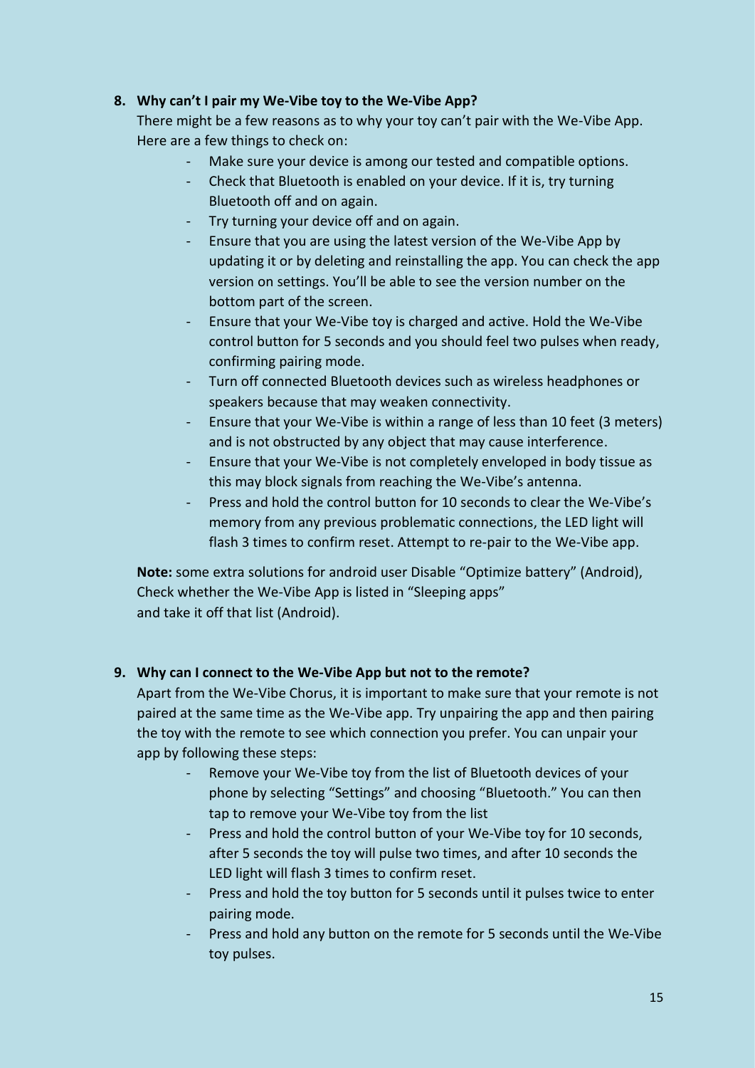8. **Why can't I pair my We-Vibe toy to the We-Vibe App?**

   There might be a few reasons as to why your toy can't pair with the We-Vibe App. Here are a few things to check on:

   - Make sure your device is among our tested and compatible options.
   - Check that Bluetooth is enabled on your device. If it is, try turning Bluetooth off and on again.
   - Try turning your device off and on again.
   - Ensure that you are using the latest version of the We-Vibe App by updating it or by deleting and reinstalling the app. You can check the app version on settings. You'll be able to see the version number on the bottom part of the screen.
   - Ensure that your We-Vibe toy is charged and active. Hold the We-Vibe control button for 5 seconds and you should feel two pulses when ready, confirming pairing mode.
   - Turn off connected Bluetooth devices such as wireless headphones or speakers because that may weaken connectivity.
   - Ensure that your We-Vibe is within a range of less than 10 feet (3 meters) and is not obstructed by any object that may cause interference.
   - Ensure that your We-Vibe is not completely enveloped in body tissue as this may block signals from reaching the We-Vibe's antenna.
   - Press and hold the control button for 10 seconds to clear the We-Vibe's memory from any previous problematic connections, the LED light will flash 3 times to confirm reset. Attempt to re-pair to the We-Vibe app.

   **Note:** some extra solutions for android user Disable "Optimize battery" (Android), Check whether the We-Vibe App is listed in "Sleeping apps" and take it off that list (Android).

9. **Why can I connect to the We-Vibe App but not to the remote?**

   Apart from the We-Vibe Chorus, it is important to make sure that your remote is not paired at the same time as the We-Vibe app. Try unpairing the app and then pairing the toy with the remote to see which connection you prefer. You can unpair your app by following these steps:

   - Remove your We-Vibe toy from the list of Bluetooth devices of your phone by selecting "Settings" and choosing "Bluetooth." You can then tap to remove your We-Vibe toy from the list
   - Press and hold the control button of your We-Vibe toy for 10 seconds, after 5 seconds the toy will pulse two times, and after 10 seconds the LED light will flash 3 times to confirm reset.
   - Press and hold the toy button for 5 seconds until it pulses twice to enter pairing mode.
   - Press and hold any button on the remote for 5 seconds until the We-Vibe toy pulses.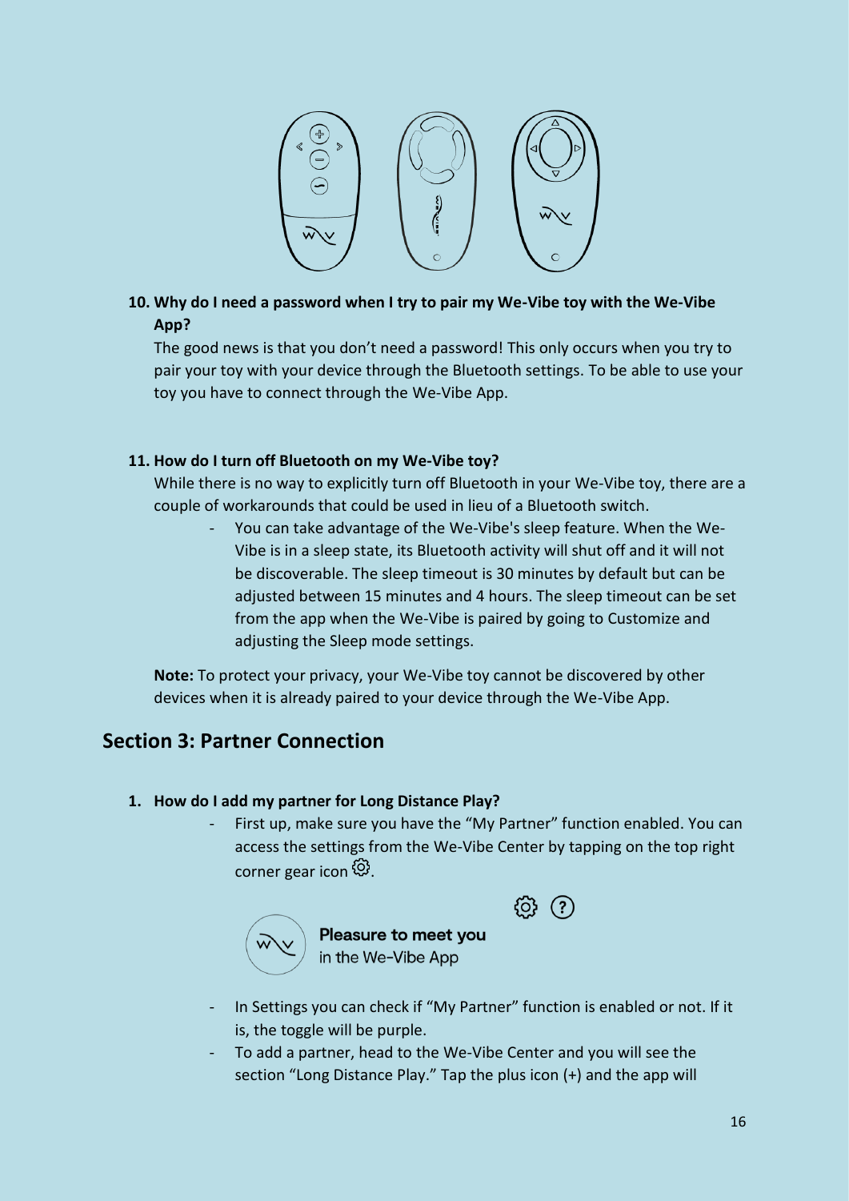10. **Why do I need a password when I try to pair my We-Vibe toy with the We-Vibe App?**

    The good news is that you don't need a password! This only occurs when you try to pair your toy with your device through the Bluetooth settings. To be able to use your toy you have to connect through the We-Vibe App.

11. **How do I turn off Bluetooth on my We-Vibe toy?**

    While there is no way to explicitly turn off Bluetooth in your We-Vibe toy, there are a couple of workarounds that could be used in lieu of a Bluetooth switch.

    - You can take advantage of the We-Vibe's sleep feature. When the We-Vibe is in a sleep state, its Bluetooth activity will shut off and it will not be discoverable. The sleep timeout is 30 minutes by default but can be adjusted between 15 minutes and 4 hours. The sleep timeout can be set from the app when the We-Vibe is paired by going to Customize and adjusting the Sleep mode settings.

    **Note:** To protect your privacy, your We-Vibe toy cannot be discovered by other devices when it is already paired to your device through the We-Vibe App.

## Section 3: Partner Connection

1. **How do I add my partner for Long Distance Play?**

    - First up, make sure you have the "My Partner" function enabled. You can access the settings from the We-Vibe Center by tapping on the top right corner gear icon ⚙.

    **Pleasure to meet you**
    in the We-Vibe App

    - In Settings you can check if "My Partner" function is enabled or not. If it is, the toggle will be purple.
    - To add a partner, head to the We-Vibe Center and you will see the section "Long Distance Play." Tap the plus icon (+) and the app will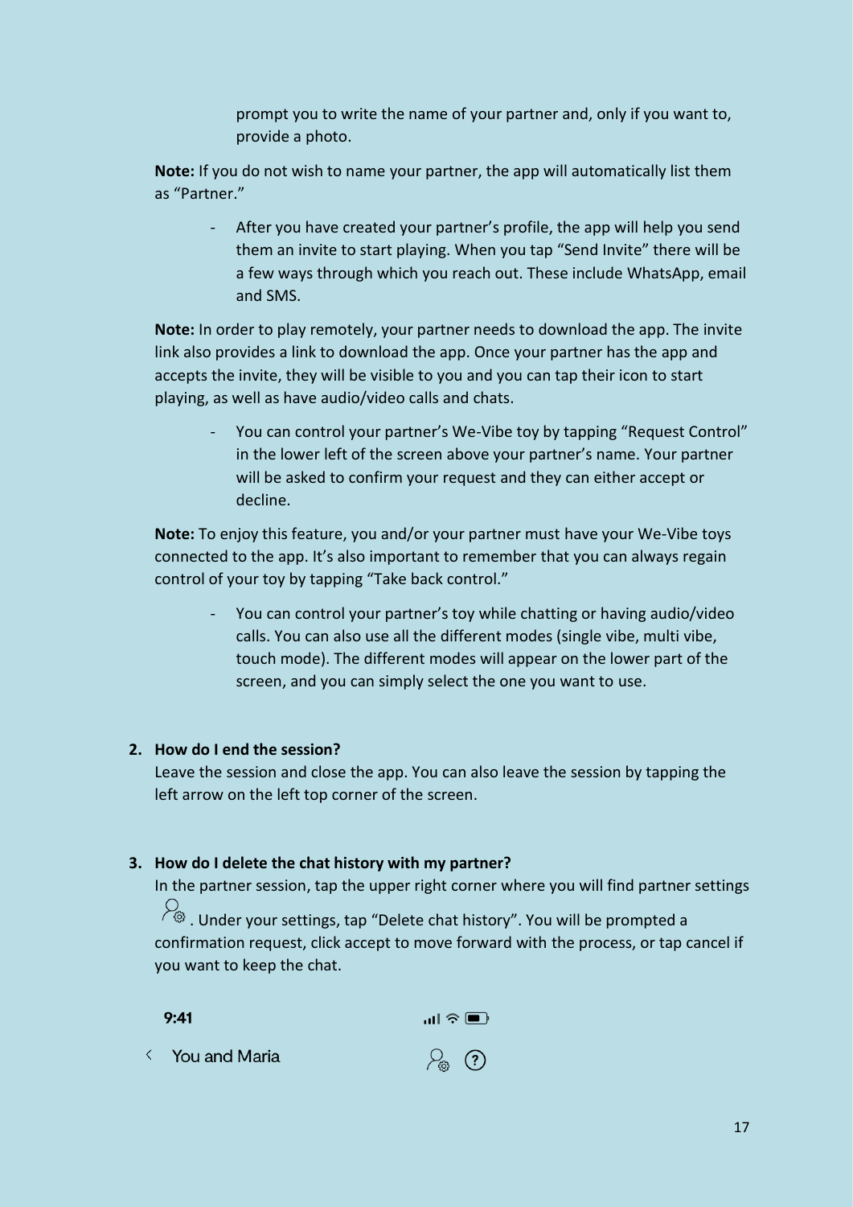prompt you to write the name of your partner and, only if you want to, provide a photo.

**Note:** If you do not wish to name your partner, the app will automatically list them as "Partner."

- After you have created your partner's profile, the app will help you send them an invite to start playing. When you tap "Send Invite" there will be a few ways through which you reach out. These include WhatsApp, email and SMS.

**Note:** In order to play remotely, your partner needs to download the app. The invite link also provides a link to download the app. Once your partner has the app and accepts the invite, they will be visible to you and you can tap their icon to start playing, as well as have audio/video calls and chats.

- You can control your partner's We-Vibe toy by tapping "Request Control" in the lower left of the screen above your partner's name. Your partner will be asked to confirm your request and they can either accept or decline.

**Note:** To enjoy this feature, you and/or your partner must have your We-Vibe toys connected to the app. It's also important to remember that you can always regain control of your toy by tapping "Take back control."

- You can control your partner's toy while chatting or having audio/video calls. You can also use all the different modes (single vibe, multi vibe, touch mode). The different modes will appear on the lower part of the screen, and you can simply select the one you want to use.

2. **How do I end the session?**
   Leave the session and close the app. You can also leave the session by tapping the left arrow on the left top corner of the screen.

3. **How do I delete the chat history with my partner?**
   In the partner session, tap the upper right corner where you will find partner settings. Under your settings, tap "Delete chat history". You will be prompted a confirmation request, click accept to move forward with the process, or tap cancel if you want to keep the chat.

9:41

< You and Maria ?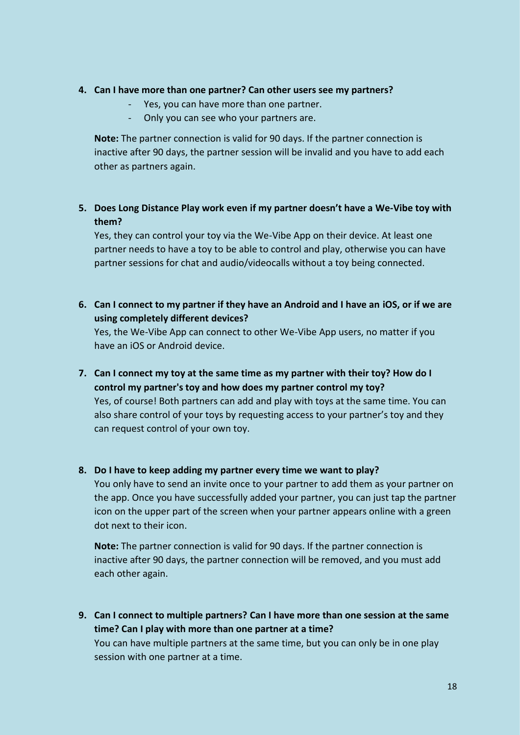4. **Can I have more than one partner? Can other users see my partners?**
    - Yes, you can have more than one partner.
    - Only you can see who your partners are.

    **Note:** The partner connection is valid for 90 days. If the partner connection is inactive after 90 days, the partner session will be invalid and you have to add each other as partners again.

5. **Does Long Distance Play work even if my partner doesn't have a We-Vibe toy with them?**
    Yes, they can control your toy via the We-Vibe App on their device. At least one partner needs to have a toy to be able to control and play, otherwise you can have partner sessions for chat and audio/videocalls without a toy being connected.

6. **Can I connect to my partner if they have an Android and I have an iOS, or if we are using completely different devices?**
    Yes, the We-Vibe App can connect to other We-Vibe App users, no matter if you have an iOS or Android device.

7. **Can I connect my toy at the same time as my partner with their toy? How do I control my partner's toy and how does my partner control my toy?**
    Yes, of course! Both partners can add and play with toys at the same time. You can also share control of your toys by requesting access to your partner's toy and they can request control of your own toy.

8. **Do I have to keep adding my partner every time we want to play?**
    You only have to send an invite once to your partner to add them as your partner on the app. Once you have successfully added your partner, you can just tap the partner icon on the upper part of the screen when your partner appears online with a green dot next to their icon.

    **Note:** The partner connection is valid for 90 days. If the partner connection is inactive after 90 days, the partner connection will be removed, and you must add each other again.

9. **Can I connect to multiple partners? Can I have more than one session at the same time? Can I play with more than one partner at a time?**
    You can have multiple partners at the same time, but you can only be in one play session with one partner at a time.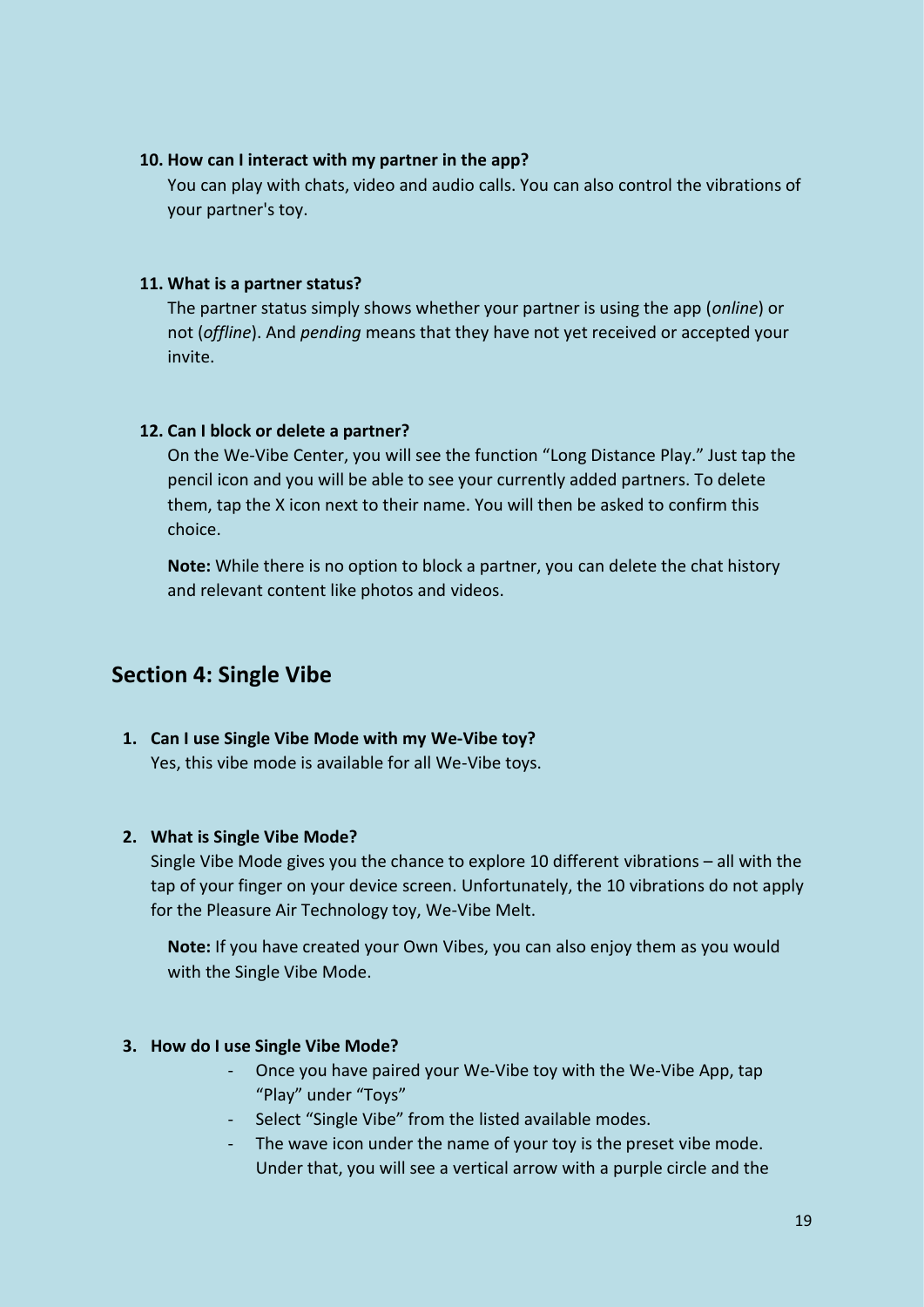10. **How can I interact with my partner in the app?**
    You can play with chats, video and audio calls. You can also control the vibrations of your partner's toy.

11. **What is a partner status?**
    The partner status simply shows whether your partner is using the app (*online*) or not (*offline*). And *pending* means that they have not yet received or accepted your invite.

12. **Can I block or delete a partner?**
    On the We-Vibe Center, you will see the function “Long Distance Play.” Just tap the pencil icon and you will be able to see your currently added partners. To delete them, tap the X icon next to their name. You will then be asked to confirm this choice.

    **Note:** While there is no option to block a partner, you can delete the chat history and relevant content like photos and videos.

## Section 4: Single Vibe

1. **Can I use Single Vibe Mode with my We-Vibe toy?**
   Yes, this vibe mode is available for all We-Vibe toys.

2. **What is Single Vibe Mode?**
   Single Vibe Mode gives you the chance to explore 10 different vibrations – all with the tap of your finger on your device screen. Unfortunately, the 10 vibrations do not apply for the Pleasure Air Technology toy, We-Vibe Melt.

   **Note:** If you have created your Own Vibes, you can also enjoy them as you would with the Single Vibe Mode.

3. **How do I use Single Vibe Mode?**
   - Once you have paired your We-Vibe toy with the We-Vibe App, tap “Play” under “Toys”
   - Select “Single Vibe” from the listed available modes.
   - The wave icon under the name of your toy is the preset vibe mode. Under that, you will see a vertical arrow with a purple circle and the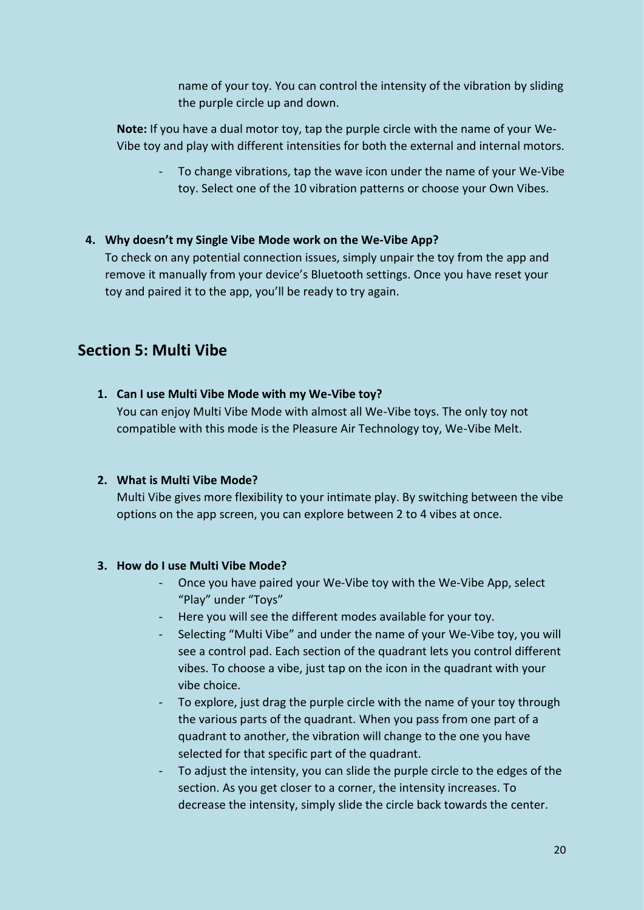name of your toy. You can control the intensity of the vibration by sliding the purple circle up and down.

**Note:** If you have a dual motor toy, tap the purple circle with the name of your We-Vibe toy and play with different intensities for both the external and internal motors.

- To change vibrations, tap the wave icon under the name of your We-Vibe toy. Select one of the 10 vibration patterns or choose your Own Vibes.

4. **Why doesn't my Single Vibe Mode work on the We-Vibe App?**
   To check on any potential connection issues, simply unpair the toy from the app and remove it manually from your device's Bluetooth settings. Once you have reset your toy and paired it to the app, you'll be ready to try again.

## Section 5: Multi Vibe

1. **Can I use Multi Vibe Mode with my We-Vibe toy?**
   You can enjoy Multi Vibe Mode with almost all We-Vibe toys. The only toy not compatible with this mode is the Pleasure Air Technology toy, We-Vibe Melt.

2. **What is Multi Vibe Mode?**
   Multi Vibe gives more flexibility to your intimate play. By switching between the vibe options on the app screen, you can explore between 2 to 4 vibes at once.

3. **How do I use Multi Vibe Mode?**
   - Once you have paired your We-Vibe toy with the We-Vibe App, select "Play" under "Toys"
   - Here you will see the different modes available for your toy.
   - Selecting "Multi Vibe" and under the name of your We-Vibe toy, you will see a control pad. Each section of the quadrant lets you control different vibes. To choose a vibe, just tap on the icon in the quadrant with your vibe choice.
   - To explore, just drag the purple circle with the name of your toy through the various parts of the quadrant. When you pass from one part of a quadrant to another, the vibration will change to the one you have selected for that specific part of the quadrant.
   - To adjust the intensity, you can slide the purple circle to the edges of the section. As you get closer to a corner, the intensity increases. To decrease the intensity, simply slide the circle back towards the center.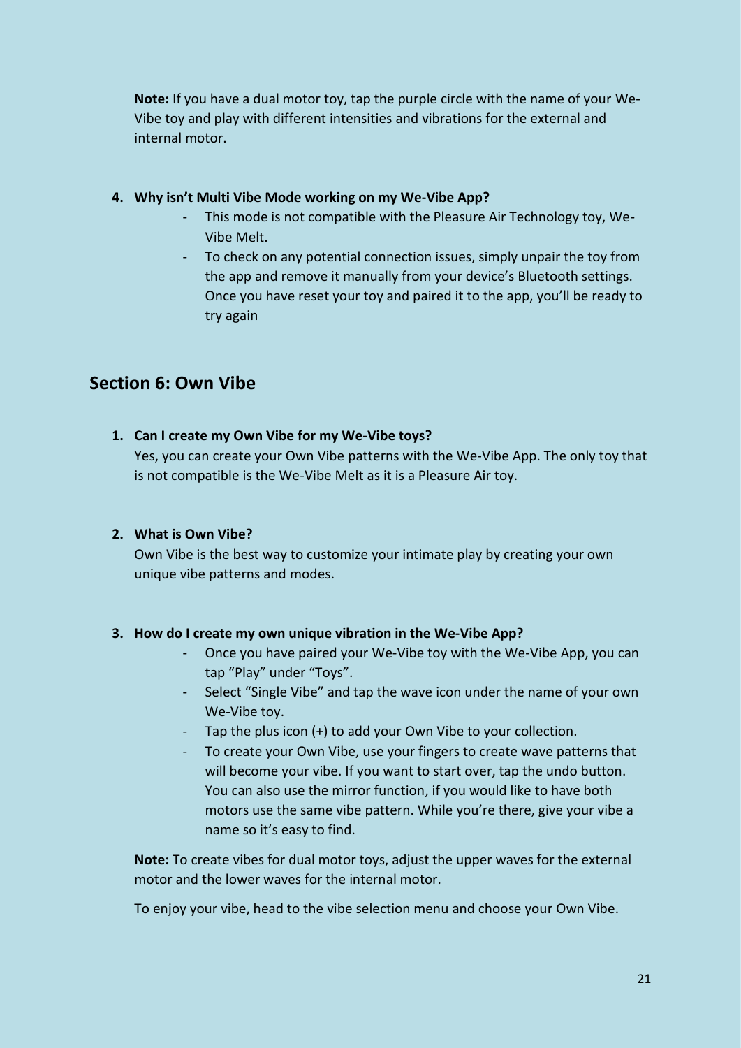**Note:** If you have a dual motor toy, tap the purple circle with the name of your We-Vibe toy and play with different intensities and vibrations for the external and internal motor.

4. **Why isn't Multi Vibe Mode working on my We-Vibe App?**
   - This mode is not compatible with the Pleasure Air Technology toy, We-Vibe Melt.
   - To check on any potential connection issues, simply unpair the toy from the app and remove it manually from your device's Bluetooth settings. Once you have reset your toy and paired it to the app, you'll be ready to try again

## Section 6: Own Vibe

1. **Can I create my Own Vibe for my We-Vibe toys?**

   Yes, you can create your Own Vibe patterns with the We-Vibe App. The only toy that is not compatible is the We-Vibe Melt as it is a Pleasure Air toy.

2. **What is Own Vibe?**

   Own Vibe is the best way to customize your intimate play by creating your own unique vibe patterns and modes.

3. **How do I create my own unique vibration in the We-Vibe App?**
   - Once you have paired your We-Vibe toy with the We-Vibe App, you can tap "Play" under "Toys".
   - Select "Single Vibe" and tap the wave icon under the name of your own We-Vibe toy.
   - Tap the plus icon (+) to add your Own Vibe to your collection.
   - To create your Own Vibe, use your fingers to create wave patterns that will become your vibe. If you want to start over, tap the undo button. You can also use the mirror function, if you would like to have both motors use the same vibe pattern. While you're there, give your vibe a name so it's easy to find.

   **Note:** To create vibes for dual motor toys, adjust the upper waves for the external motor and the lower waves for the internal motor.

   To enjoy your vibe, head to the vibe selection menu and choose your Own Vibe.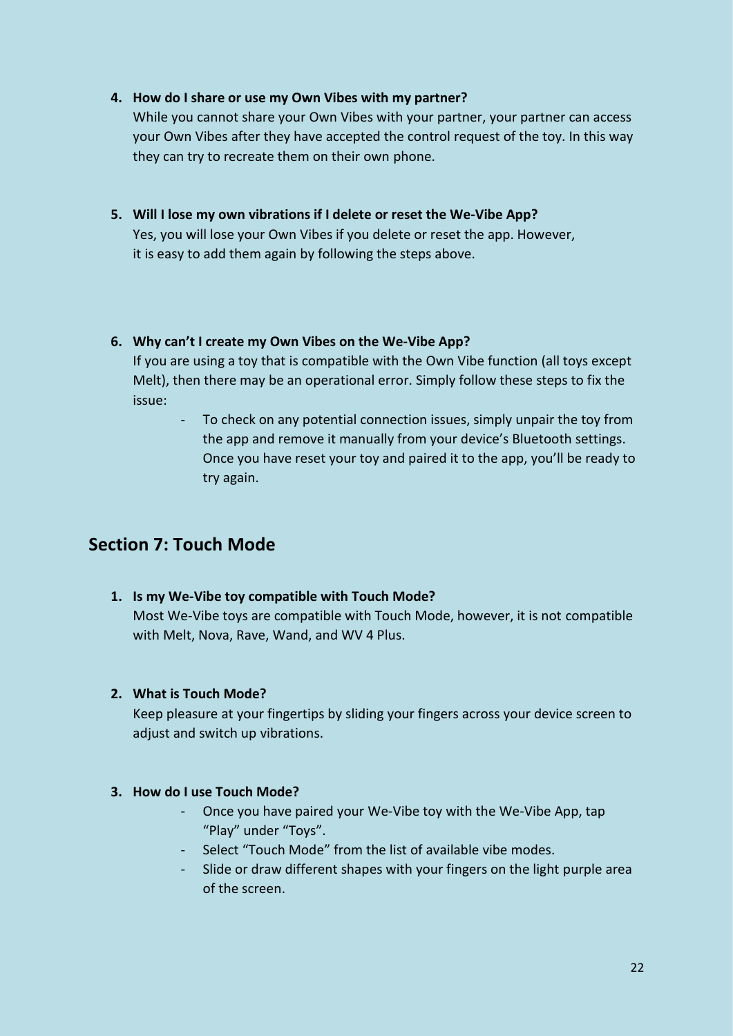4. **How do I share or use my Own Vibes with my partner?**
   While you cannot share your Own Vibes with your partner, your partner can access your Own Vibes after they have accepted the control request of the toy. In this way they can try to recreate them on their own phone.

5. **Will I lose my own vibrations if I delete or reset the We-Vibe App?**
   Yes, you will lose your Own Vibes if you delete or reset the app. However, it is easy to add them again by following the steps above.

6. **Why can't I create my Own Vibes on the We-Vibe App?**
   If you are using a toy that is compatible with the Own Vibe function (all toys except Melt), then there may be an operational error. Simply follow these steps to fix the issue:
   - To check on any potential connection issues, simply unpair the toy from the app and remove it manually from your device's Bluetooth settings. Once you have reset your toy and paired it to the app, you'll be ready to try again.

## Section 7: Touch Mode

1. **Is my We-Vibe toy compatible with Touch Mode?**
   Most We-Vibe toys are compatible with Touch Mode, however, it is not compatible with Melt, Nova, Rave, Wand, and WV 4 Plus.

2. **What is Touch Mode?**
   Keep pleasure at your fingertips by sliding your fingers across your device screen to adjust and switch up vibrations.

3. **How do I use Touch Mode?**
   - Once you have paired your We-Vibe toy with the We-Vibe App, tap "Play" under "Toys".
   - Select "Touch Mode" from the list of available vibe modes.
   - Slide or draw different shapes with your fingers on the light purple area of the screen.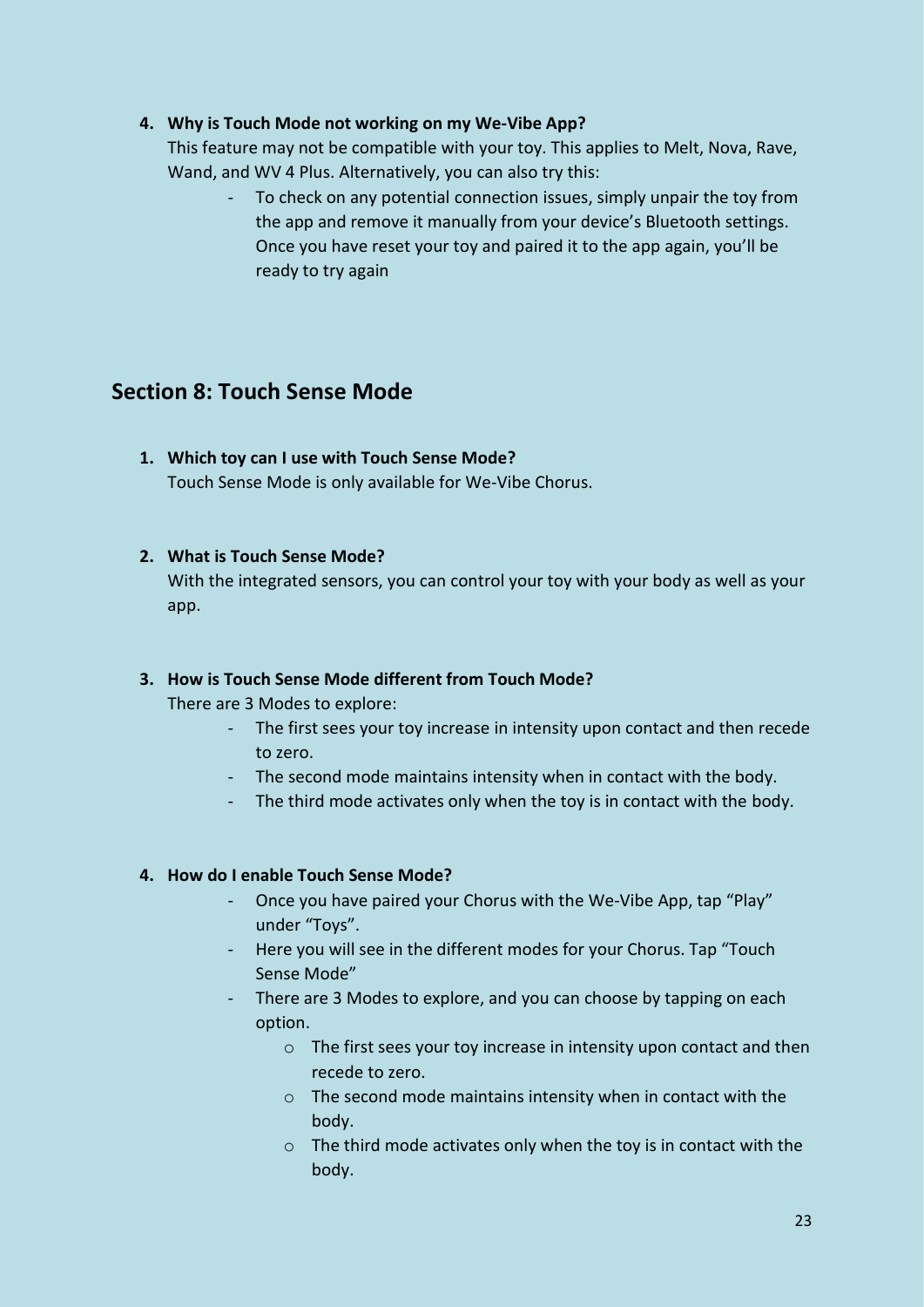4. **Why is Touch Mode not working on my We-Vibe App?**
   This feature may not be compatible with your toy. This applies to Melt, Nova, Rave, Wand, and WV 4 Plus. Alternatively, you can also try this:
   - To check on any potential connection issues, simply unpair the toy from the app and remove it manually from your device's Bluetooth settings. Once you have reset your toy and paired it to the app again, you'll be ready to try again

## Section 8: Touch Sense Mode

1. **Which toy can I use with Touch Sense Mode?**
   Touch Sense Mode is only available for We-Vibe Chorus.

2. **What is Touch Sense Mode?**
   With the integrated sensors, you can control your toy with your body as well as your app.

3. **How is Touch Sense Mode different from Touch Mode?**
   There are 3 Modes to explore:
   - The first sees your toy increase in intensity upon contact and then recede to zero.
   - The second mode maintains intensity when in contact with the body.
   - The third mode activates only when the toy is in contact with the body.

4. **How do I enable Touch Sense Mode?**
   - Once you have paired your Chorus with the We-Vibe App, tap "Play" under "Toys".
   - Here you will see in the different modes for your Chorus. Tap "Touch Sense Mode"
   - There are 3 Modes to explore, and you can choose by tapping on each option.
     - The first sees your toy increase in intensity upon contact and then recede to zero.
     - The second mode maintains intensity when in contact with the body.
     - The third mode activates only when the toy is in contact with the body.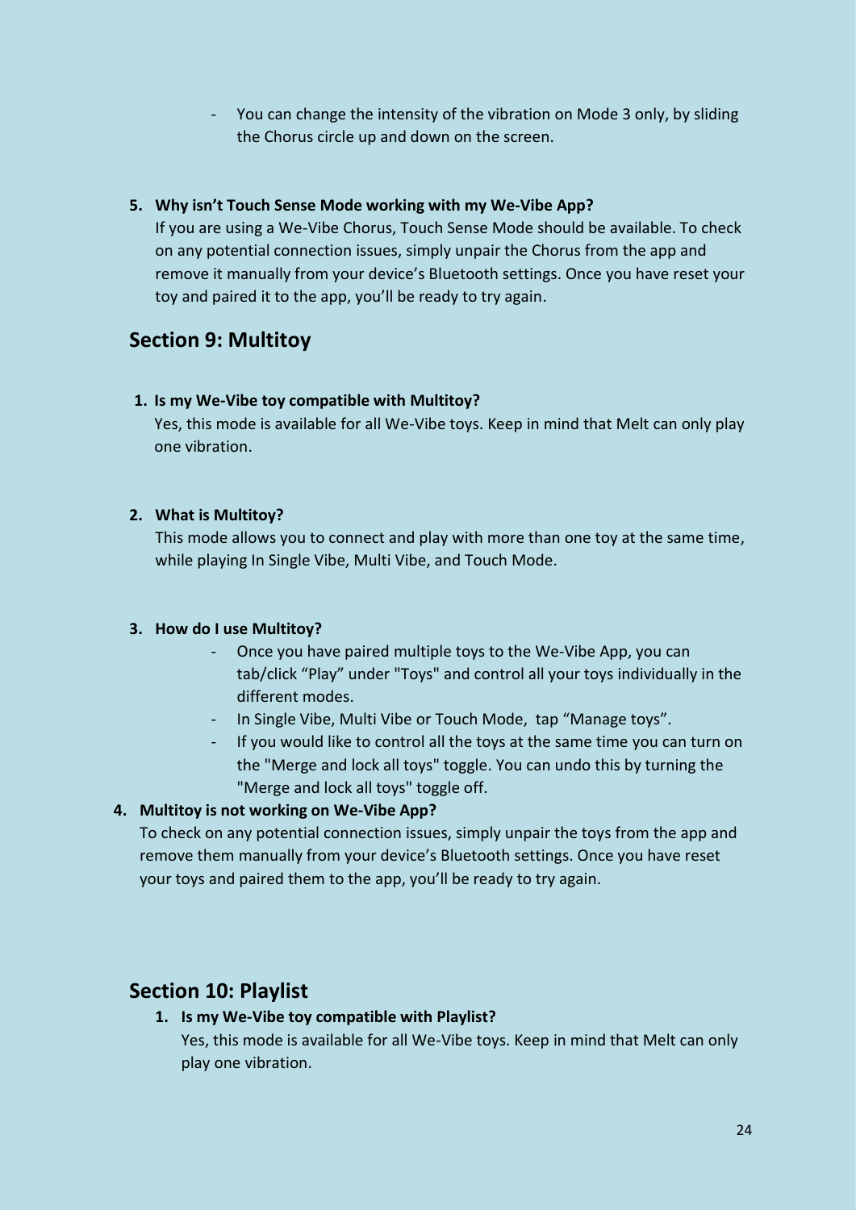- You can change the intensity of the vibration on Mode 3 only, by sliding the Chorus circle up and down on the screen.

5. **Why isn't Touch Sense Mode working with my We-Vibe App?**
   If you are using a We-Vibe Chorus, Touch Sense Mode should be available. To check on any potential connection issues, simply unpair the Chorus from the app and remove it manually from your device's Bluetooth settings. Once you have reset your toy and paired it to the app, you'll be ready to try again.

## Section 9: Multitoy

1. **Is my We-Vibe toy compatible with Multitoy?**
   Yes, this mode is available for all We-Vibe toys. Keep in mind that Melt can only play one vibration.

2. **What is Multitoy?**
   This mode allows you to connect and play with more than one toy at the same time, while playing In Single Vibe, Multi Vibe, and Touch Mode.

3. **How do I use Multitoy?**
   - Once you have paired multiple toys to the We-Vibe App, you can tab/click "Play" under "Toys" and control all your toys individually in the different modes.
   - In Single Vibe, Multi Vibe or Touch Mode, tap "Manage toys".
   - If you would like to control all the toys at the same time you can turn on the "Merge and lock all toys" toggle. You can undo this by turning the "Merge and lock all toys" toggle off.

4. **Multitoy is not working on We-Vibe App?**
   To check on any potential connection issues, simply unpair the toys from the app and remove them manually from your device's Bluetooth settings. Once you have reset your toys and paired them to the app, you'll be ready to try again.

## Section 10: Playlist

1. **Is my We-Vibe toy compatible with Playlist?**
   Yes, this mode is available for all We-Vibe toys. Keep in mind that Melt can only play one vibration.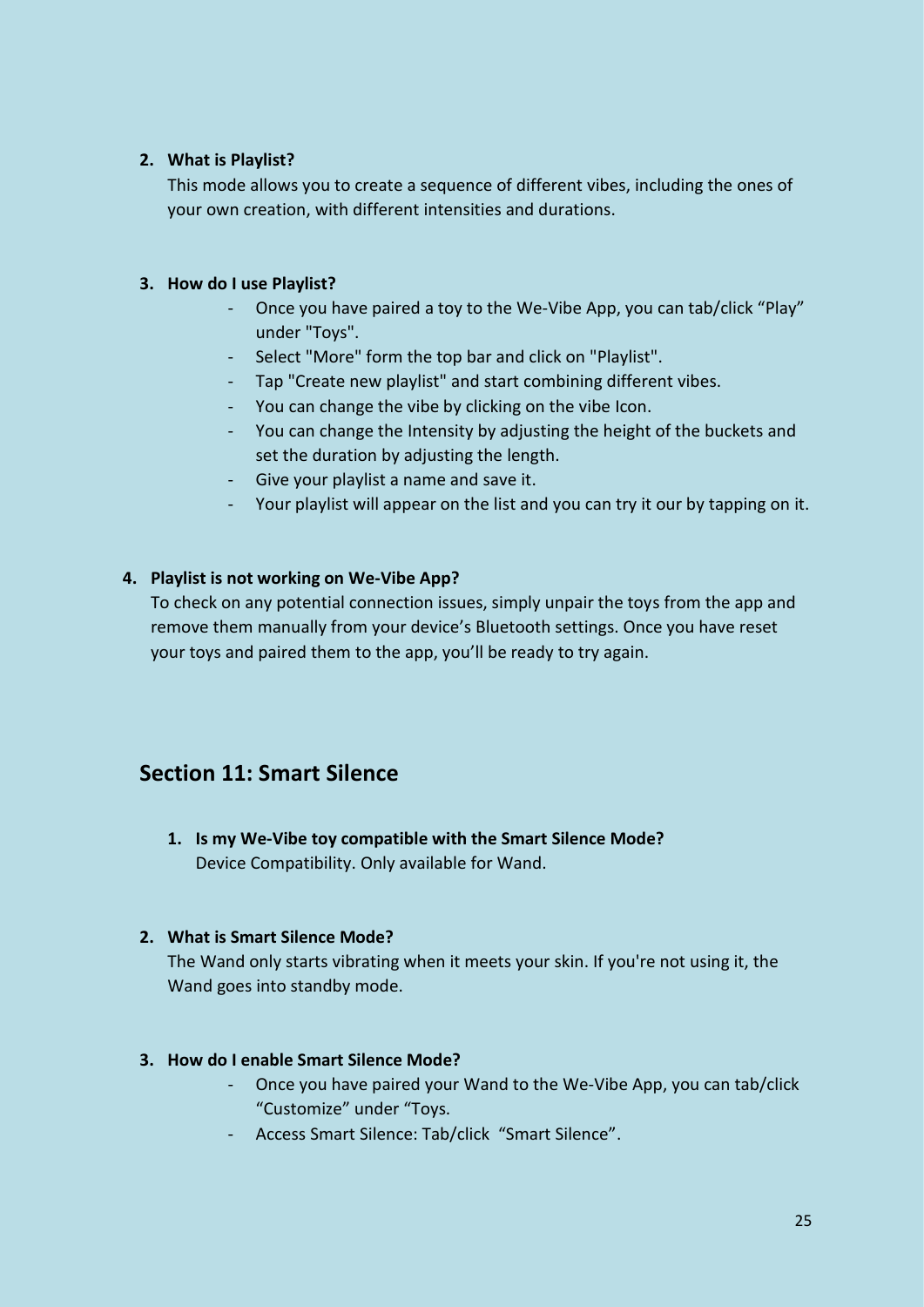2. **What is Playlist?**

   This mode allows you to create a sequence of different vibes, including the ones of your own creation, with different intensities and durations.

3. **How do I use Playlist?**

   - Once you have paired a toy to the We-Vibe App, you can tab/click "Play" under "Toys".
   - Select "More" form the top bar and click on "Playlist".
   - Tap "Create new playlist" and start combining different vibes.
   - You can change the vibe by clicking on the vibe Icon.
   - You can change the Intensity by adjusting the height of the buckets and set the duration by adjusting the length.
   - Give your playlist a name and save it.
   - Your playlist will appear on the list and you can try it our by tapping on it.

4. **Playlist is not working on We-Vibe App?**

   To check on any potential connection issues, simply unpair the toys from the app and remove them manually from your device's Bluetooth settings. Once you have reset your toys and paired them to the app, you'll be ready to try again.

## Section 11: Smart Silence

1. **Is my We-Vibe toy compatible with the Smart Silence Mode?**

   Device Compatibility. Only available for Wand.

2. **What is Smart Silence Mode?**

   The Wand only starts vibrating when it meets your skin. If you're not using it, the Wand goes into standby mode.

3. **How do I enable Smart Silence Mode?**

   - Once you have paired your Wand to the We-Vibe App, you can tab/click "Customize" under "Toys.
   - Access Smart Silence: Tab/click "Smart Silence".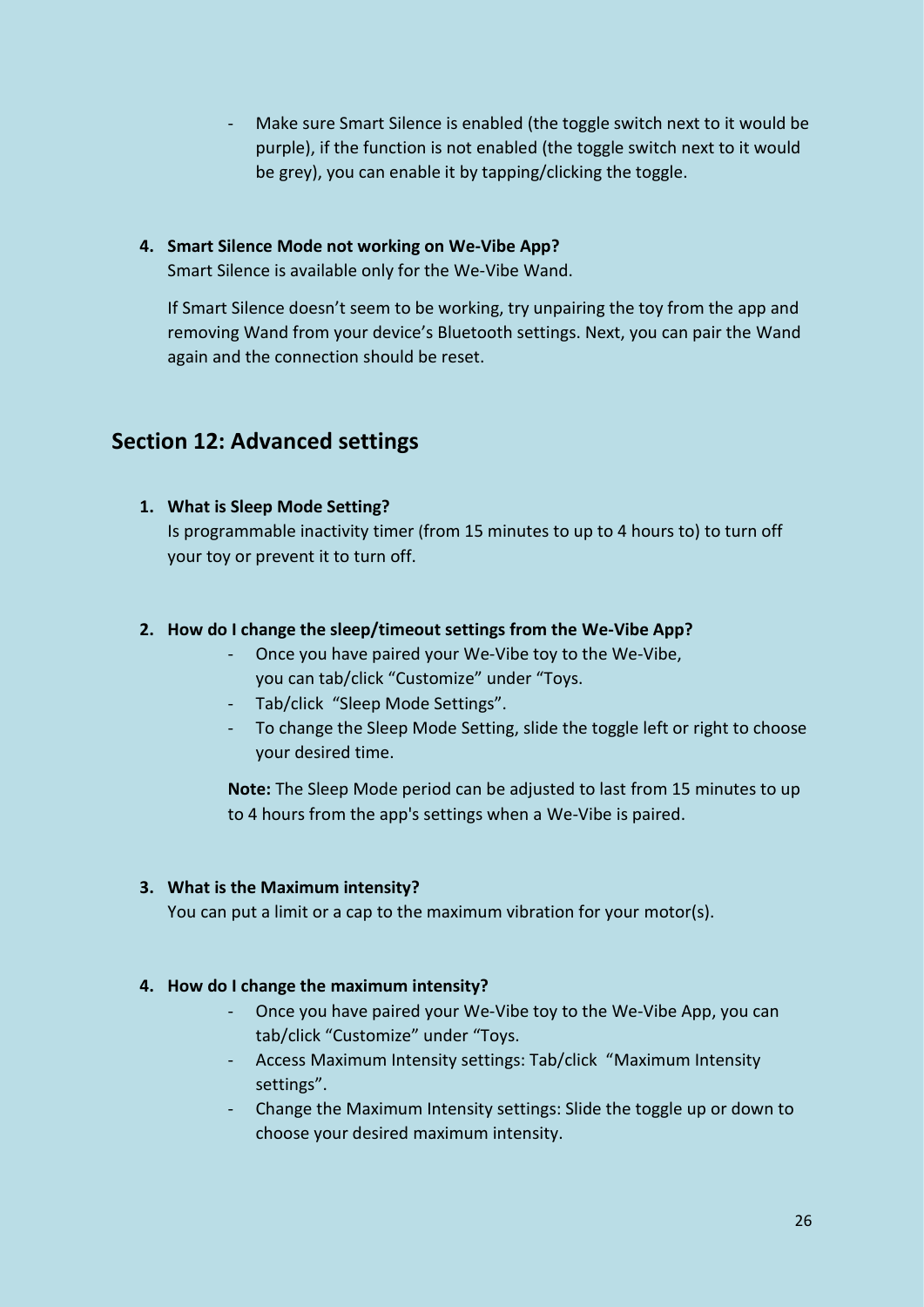- Make sure Smart Silence is enabled (the toggle switch next to it would be purple), if the function is not enabled (the toggle switch next to it would be grey), you can enable it by tapping/clicking the toggle.

4. **Smart Silence Mode not working on We-Vibe App?**

   Smart Silence is available only for the We-Vibe Wand.

   If Smart Silence doesn't seem to be working, try unpairing the toy from the app and removing Wand from your device's Bluetooth settings. Next, you can pair the Wand again and the connection should be reset.

## Section 12: Advanced settings

1. **What is Sleep Mode Setting?**

   Is programmable inactivity timer (from 15 minutes to up to 4 hours to) to turn off your toy or prevent it to turn off.

2. **How do I change the sleep/timeout settings from the We-Vibe App?**

   - Once you have paired your We-Vibe toy to the We-Vibe, you can tab/click "Customize" under "Toys.
   - Tab/click "Sleep Mode Settings".
   - To change the Sleep Mode Setting, slide the toggle left or right to choose your desired time.

   **Note:** The Sleep Mode period can be adjusted to last from 15 minutes to up to 4 hours from the app's settings when a We-Vibe is paired.

3. **What is the Maximum intensity?**

   You can put a limit or a cap to the maximum vibration for your motor(s).

4. **How do I change the maximum intensity?**

   - Once you have paired your We-Vibe toy to the We-Vibe App, you can tab/click "Customize" under "Toys.
   - Access Maximum Intensity settings: Tab/click "Maximum Intensity settings".
   - Change the Maximum Intensity settings: Slide the toggle up or down to choose your desired maximum intensity.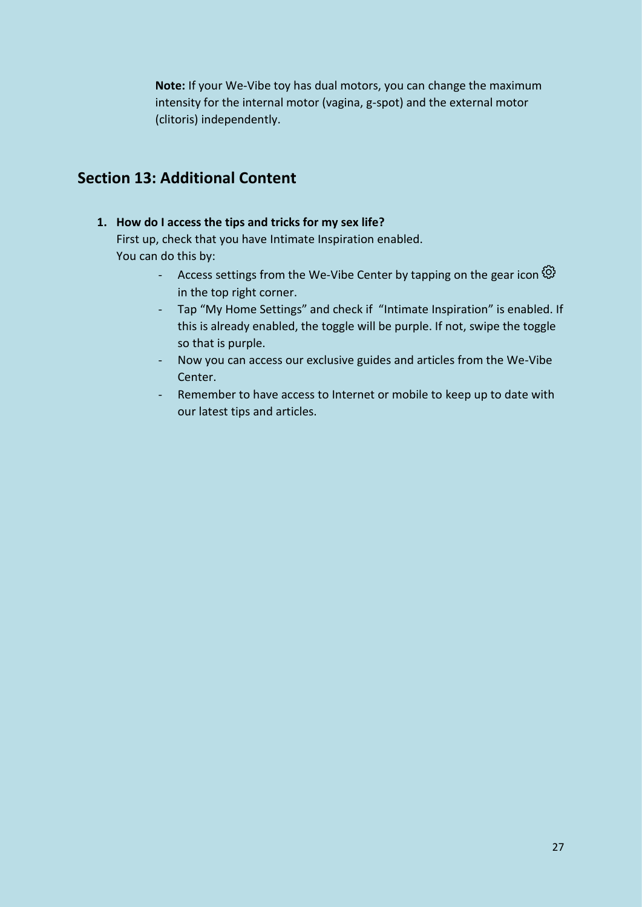**Note:** If your We-Vibe toy has dual motors, you can change the maximum intensity for the internal motor (vagina, g-spot) and the external motor (clitoris) independently.

## Section 13: Additional Content

1. **How do I access the tips and tricks for my sex life?**
   First up, check that you have Intimate Inspiration enabled.
   You can do this by:
   - Access settings from the We-Vibe Center by tapping on the gear icon ⚙ in the top right corner.
   - Tap "My Home Settings" and check if "Intimate Inspiration" is enabled. If this is already enabled, the toggle will be purple. If not, swipe the toggle so that is purple.
   - Now you can access our exclusive guides and articles from the We-Vibe Center.
   - Remember to have access to Internet or mobile to keep up to date with our latest tips and articles.